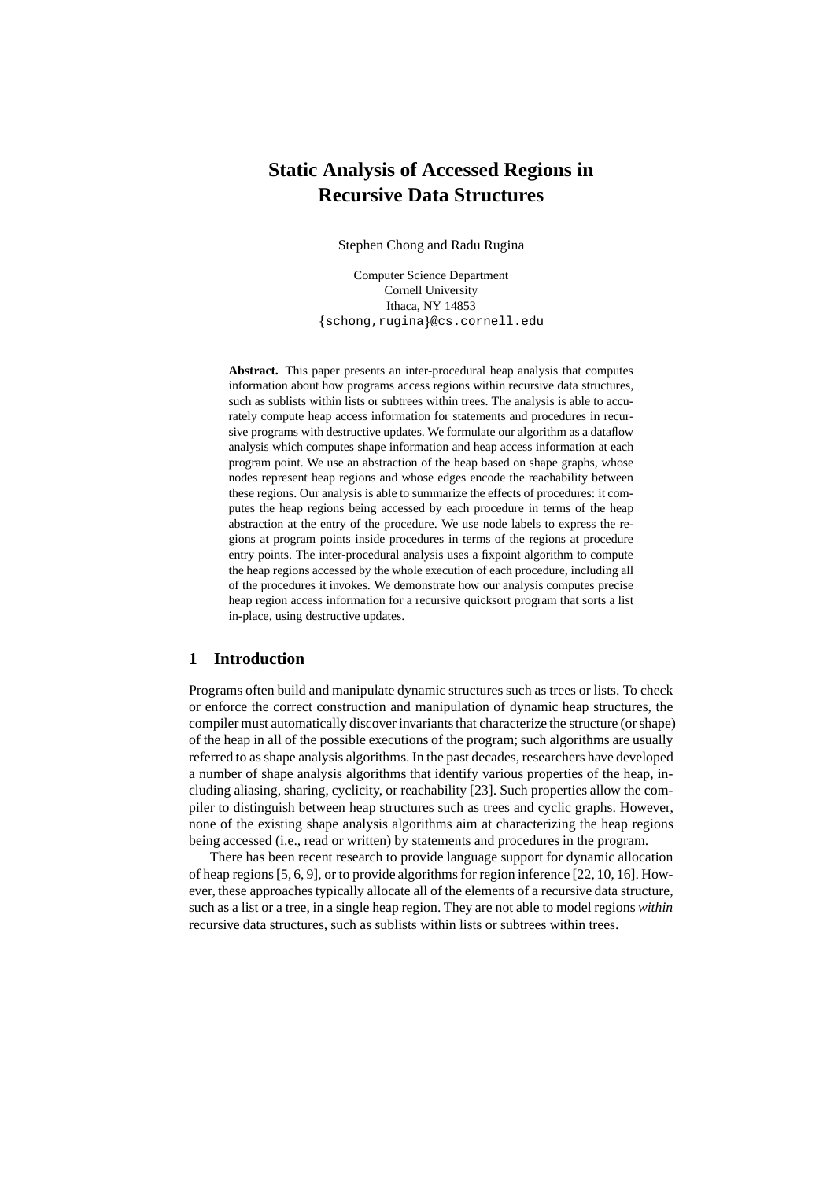# Static Analysis of Accessed Regions in Recursive Data Structures

Stephen Chong and Radu Rugina

Computer Science Department
Cornell University
Ithaca, NY 14853
{schong,rugina}@cs.cornell.edu

**Abstract.** This paper presents an inter-procedural heap analysis that computes information about how programs access regions within recursive data structures, such as sublists within lists or subtrees within trees. The analysis is able to accurately compute heap access information for statements and procedures in recursive programs with destructive updates. We formulate our algorithm as a dataflow analysis which computes shape information and heap access information at each program point. We use an abstraction of the heap based on shape graphs, whose nodes represent heap regions and whose edges encode the reachability between these regions. Our analysis is able to summarize the effects of procedures: it computes the heap regions being accessed by each procedure in terms of the heap abstraction at the entry of the procedure. We use node labels to express the regions at program points inside procedures in terms of the regions at procedure entry points. The inter-procedural analysis uses a fixpoint algorithm to compute the heap regions accessed by the whole execution of each procedure, including all of the procedures it invokes. We demonstrate how our analysis computes precise heap region access information for a recursive quicksort program that sorts a list in-place, using destructive updates.

## 1 Introduction

Programs often build and manipulate dynamic structures such as trees or lists. To check or enforce the correct construction and manipulation of dynamic heap structures, the compiler must automatically discover invariants that characterize the structure (or shape) of the heap in all of the possible executions of the program; such algorithms are usually referred to as shape analysis algorithms. In the past decades, researchers have developed a number of shape analysis algorithms that identify various properties of the heap, including aliasing, sharing, cyclicity, or reachability [23]. Such properties allow the compiler to distinguish between heap structures such as trees and cyclic graphs. However, none of the existing shape analysis algorithms aim at characterizing the heap regions being accessed (i.e., read or written) by statements and procedures in the program.

There has been recent research to provide language support for dynamic allocation of heap regions [5, 6, 9], or to provide algorithms for region inference [22, 10, 16]. However, these approaches typically allocate all of the elements of a recursive data structure, such as a list or a tree, in a single heap region. They are not able to model regions *within* recursive data structures, such as sublists within lists or subtrees within trees.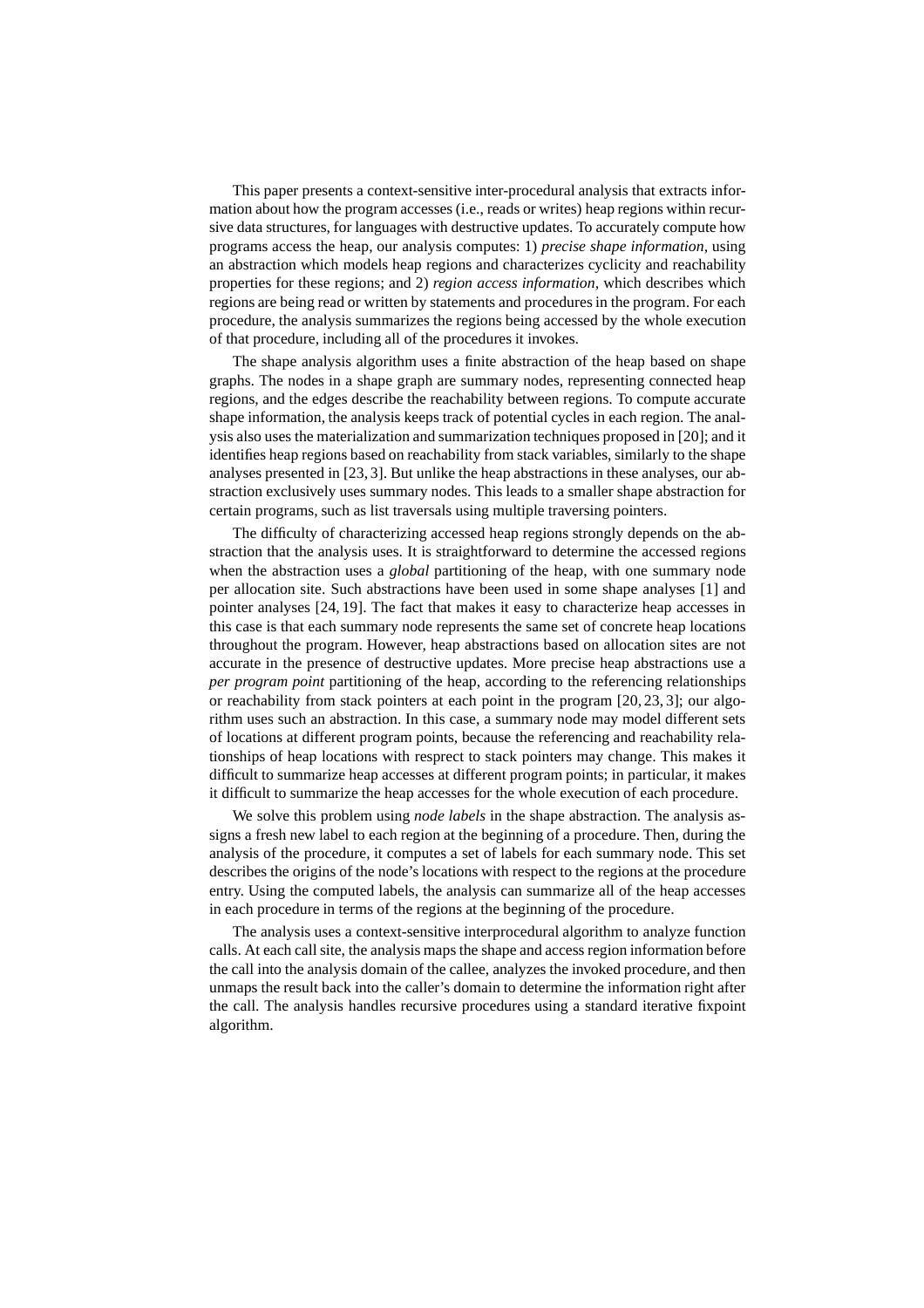This paper presents a context-sensitive inter-procedural analysis that extracts information about how the program accesses (i.e., reads or writes) heap regions within recursive data structures, for languages with destructive updates. To accurately compute how programs access the heap, our analysis computes: 1) *precise shape information*, using an abstraction which models heap regions and characterizes cyclicity and reachability properties for these regions; and 2) *region access information*, which describes which regions are being read or written by statements and procedures in the program. For each procedure, the analysis summarizes the regions being accessed by the whole execution of that procedure, including all of the procedures it invokes.

The shape analysis algorithm uses a finite abstraction of the heap based on shape graphs. The nodes in a shape graph are summary nodes, representing connected heap regions, and the edges describe the reachability between regions. To compute accurate shape information, the analysis keeps track of potential cycles in each region. The analysis also uses the materialization and summarization techniques proposed in [20]; and it identifies heap regions based on reachability from stack variables, similarly to the shape analyses presented in [23, 3]. But unlike the heap abstractions in these analyses, our abstraction exclusively uses summary nodes. This leads to a smaller shape abstraction for certain programs, such as list traversals using multiple traversing pointers.

The difficulty of characterizing accessed heap regions strongly depends on the abstraction that the analysis uses. It is straightforward to determine the accessed regions when the abstraction uses a *global* partitioning of the heap, with one summary node per allocation site. Such abstractions have been used in some shape analyses [1] and pointer analyses [24, 19]. The fact that makes it easy to characterize heap accesses in this case is that each summary node represents the same set of concrete heap locations throughout the program. However, heap abstractions based on allocation sites are not accurate in the presence of destructive updates. More precise heap abstractions use a *per program point* partitioning of the heap, according to the referencing relationships or reachability from stack pointers at each point in the program [20, 23, 3]; our algorithm uses such an abstraction. In this case, a summary node may model different sets of locations at different program points, because the referencing and reachability relationships of heap locations with respect to stack pointers may change. This makes it difficult to summarize heap accesses at different program points; in particular, it makes it difficult to summarize the heap accesses for the whole execution of each procedure.

We solve this problem using *node labels* in the shape abstraction. The analysis assigns a fresh new label to each region at the beginning of a procedure. Then, during the analysis of the procedure, it computes a set of labels for each summary node. This set describes the origins of the node's locations with respect to the regions at the procedure entry. Using the computed labels, the analysis can summarize all of the heap accesses in each procedure in terms of the regions at the beginning of the procedure.

The analysis uses a context-sensitive interprocedural algorithm to analyze function calls. At each call site, the analysis maps the shape and access region information before the call into the analysis domain of the callee, analyzes the invoked procedure, and then unmaps the result back into the caller's domain to determine the information right after the call. The analysis handles recursive procedures using a standard iterative fixpoint algorithm.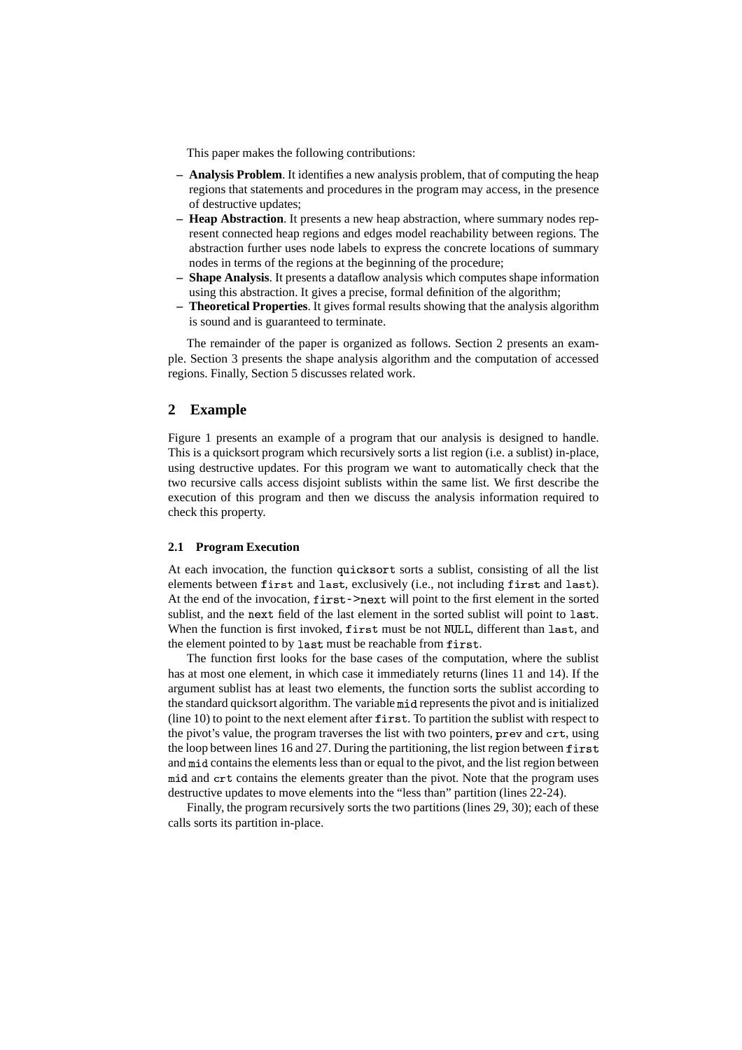This paper makes the following contributions:

- **Analysis Problem**. It identifies a new analysis problem, that of computing the heap regions that statements and procedures in the program may access, in the presence of destructive updates;
- **Heap Abstraction**. It presents a new heap abstraction, where summary nodes represent connected heap regions and edges model reachability between regions. The abstraction further uses node labels to express the concrete locations of summary nodes in terms of the regions at the beginning of the procedure;
- **Shape Analysis**. It presents a dataflow analysis which computes shape information using this abstraction. It gives a precise, formal definition of the algorithm;
- **Theoretical Properties**. It gives formal results showing that the analysis algorithm is sound and is guaranteed to terminate.

The remainder of the paper is organized as follows. Section 2 presents an example. Section 3 presents the shape analysis algorithm and the computation of accessed regions. Finally, Section 5 discusses related work.

## 2 Example

Figure 1 presents an example of a program that our analysis is designed to handle. This is a quicksort program which recursively sorts a list region (i.e. a sublist) in-place, using destructive updates. For this program we want to automatically check that the two recursive calls access disjoint sublists within the same list. We first describe the execution of this program and then we discuss the analysis information required to check this property.

### 2.1 Program Execution

At each invocation, the function `quicksort` sorts a sublist, consisting of all the list elements between `first` and `last`, exclusively (i.e., not including `first` and `last`). At the end of the invocation, `first->next` will point to the first element in the sorted sublist, and the `next` field of the last element in the sorted sublist will point to `last`. When the function is first invoked, `first` must be not `NULL`, different than `last`, and the element pointed to by `last` must be reachable from `first`.

The function first looks for the base cases of the computation, where the sublist has at most one element, in which case it immediately returns (lines 11 and 14). If the argument sublist has at least two elements, the function sorts the sublist according to the standard quicksort algorithm. The variable `mid` represents the pivot and is initialized (line 10) to point to the next element after `first`. To partition the sublist with respect to the pivot's value, the program traverses the list with two pointers, `prev` and `crt`, using the loop between lines 16 and 27. During the partitioning, the list region between `first` and `mid` contains the elements less than or equal to the pivot, and the list region between `mid` and `crt` contains the elements greater than the pivot. Note that the program uses destructive updates to move elements into the "less than" partition (lines 22-24).

Finally, the program recursively sorts the two partitions (lines 29, 30); each of these calls sorts its partition in-place.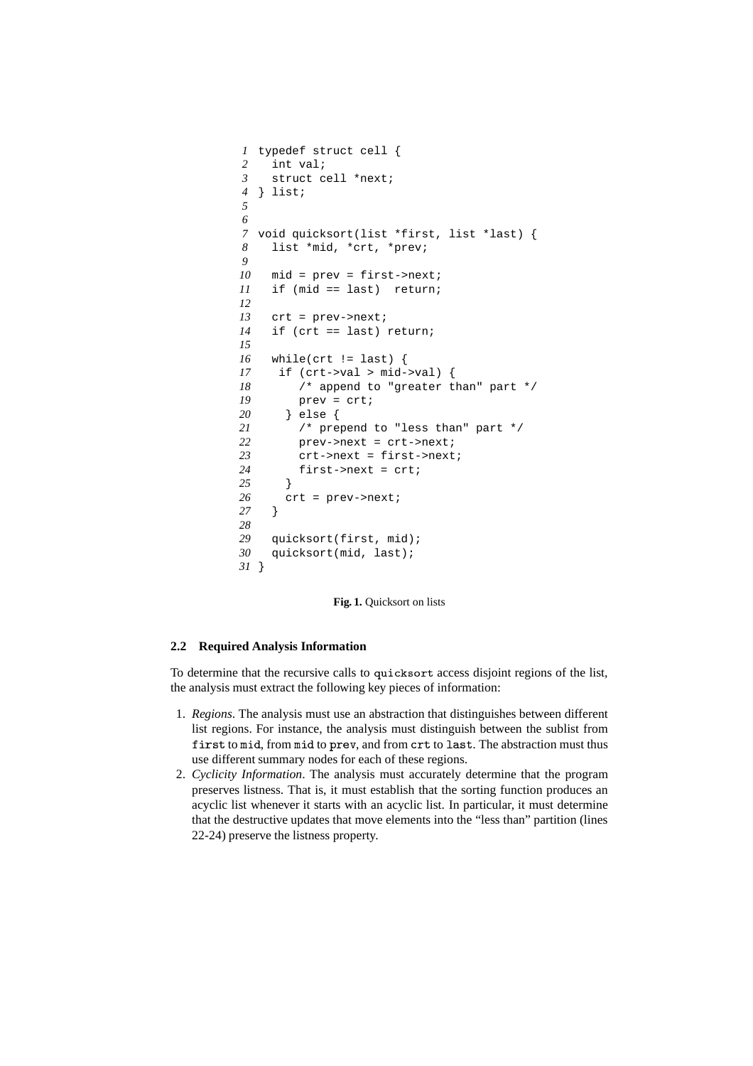```
1  typedef struct cell {
2    int val;
3    struct cell *next;
4  } list;
5
6
7  void quicksort(list *first, list *last) {
8    list *mid, *crt, *prev;
9
10   mid = prev = first->next;
11   if (mid == last)  return;
12
13   crt = prev->next;
14   if (crt == last) return;
15
16   while(crt != last) {
17    if (crt->val > mid->val) {
18       /* append to "greater than" part */
19       prev = crt;
20     } else {
21       /* prepend to "less than" part */
22       prev->next = crt->next;
23       crt->next = first->next;
24       first->next = crt;
25     }
26     crt = prev->next;
27   }
28
29   quicksort(first, mid);
30   quicksort(mid, last);
31 }
```

**Fig. 1.** Quicksort on lists

### 2.2 Required Analysis Information

To determine that the recursive calls to `quicksort` access disjoint regions of the list, the analysis must extract the following key pieces of information:

1. *Regions*. The analysis must use an abstraction that distinguishes between different list regions. For instance, the analysis must distinguish between the sublist from `first` to `mid`, from `mid` to `prev`, and from `crt` to `last`. The abstraction must thus use different summary nodes for each of these regions.
2. *Cyclicity Information*. The analysis must accurately determine that the program preserves listness. That is, it must establish that the sorting function produces an acyclic list whenever it starts with an acyclic list. In particular, it must determine that the destructive updates that move elements into the "less than" partition (lines 22-24) preserve the listness property.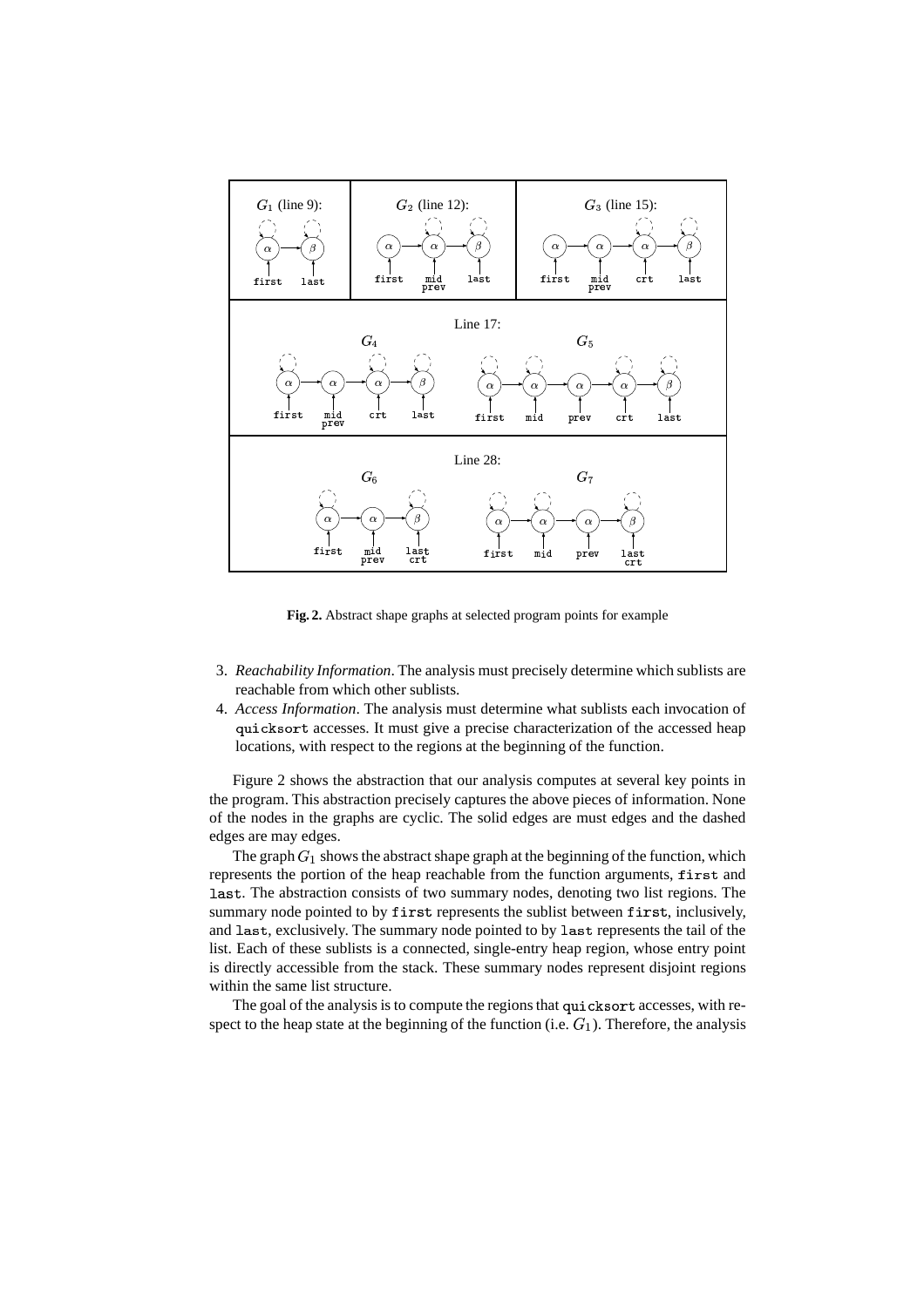**Fig. 2.** Abstract shape graphs at selected program points for example

3. *Reachability Information*. The analysis must precisely determine which sublists are reachable from which other sublists.
4. *Access Information*. The analysis must determine what sublists each invocation of quicksort accesses. It must give a precise characterization of the accessed heap locations, with respect to the regions at the beginning of the function.

Figure 2 shows the abstraction that our analysis computes at several key points in the program. This abstraction precisely captures the above pieces of information. None of the nodes in the graphs are cyclic. The solid edges are must edges and the dashed edges are may edges.

The graph $G_1$ shows the abstract shape graph at the beginning of the function, which represents the portion of the heap reachable from the function arguments, first and last. The abstraction consists of two summary nodes, denoting two list regions. The summary node pointed to by first represents the sublist between first, inclusively, and last, exclusively. The summary node pointed to by last represents the tail of the list. Each of these sublists is a connected, single-entry heap region, whose entry point is directly accessible from the stack. These summary nodes represent disjoint regions within the same list structure.

The goal of the analysis is to compute the regions that quicksort accesses, with respect to the heap state at the beginning of the function (i.e. $G_1$). Therefore, the analysis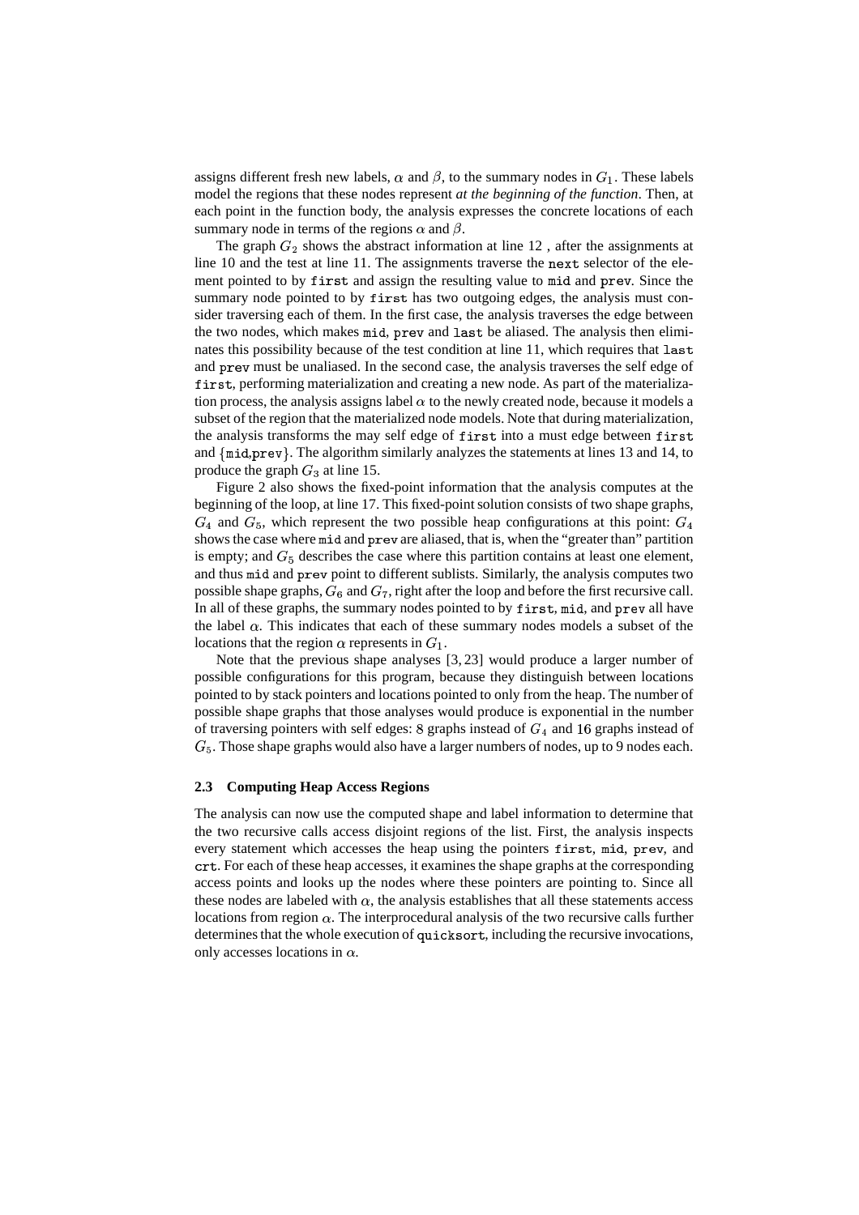assigns different fresh new labels, $\alpha$ and $\beta$, to the summary nodes in $G_1$. These labels model the regions that these nodes represent *at the beginning of the function*. Then, at each point in the function body, the analysis expresses the concrete locations of each summary node in terms of the regions $\alpha$ and $\beta$.

The graph $G_2$ shows the abstract information at line 12 , after the assignments at line 10 and the test at line 11. The assignments traverse the `next` selector of the element pointed to by `first` and assign the resulting value to `mid` and `prev`. Since the summary node pointed to by `first` has two outgoing edges, the analysis must consider traversing each of them. In the first case, the analysis traverses the edge between the two nodes, which makes `mid`, `prev` and `last` be aliased. The analysis then eliminates this possibility because of the test condition at line 11, which requires that `last` and `prev` must be unaliased. In the second case, the analysis traverses the self edge of `first`, performing materialization and creating a new node. As part of the materialization process, the analysis assigns label $\alpha$ to the newly created node, because it models a subset of the region that the materialized node models. Note that during materialization, the analysis transforms the may self edge of `first` into a must edge between `first` and $\{$`mid`,`prev`$\}$. The algorithm similarly analyzes the statements at lines 13 and 14, to produce the graph $G_3$ at line 15.

Figure 2 also shows the fixed-point information that the analysis computes at the beginning of the loop, at line 17. This fixed-point solution consists of two shape graphs, $G_4$ and $G_5$, which represent the two possible heap configurations at this point: $G_4$ shows the case where `mid` and `prev` are aliased, that is, when the "greater than" partition is empty; and $G_5$ describes the case where this partition contains at least one element, and thus `mid` and `prev` point to different sublists. Similarly, the analysis computes two possible shape graphs, $G_6$ and $G_7$, right after the loop and before the first recursive call. In all of these graphs, the summary nodes pointed to by `first`, `mid`, and `prev` all have the label $\alpha$. This indicates that each of these summary nodes models a subset of the locations that the region $\alpha$ represents in $G_1$.

Note that the previous shape analyses [3, 23] would produce a larger number of possible configurations for this program, because they distinguish between locations pointed to by stack pointers and locations pointed to only from the heap. The number of possible shape graphs that those analyses would produce is exponential in the number of traversing pointers with self edges: 8 graphs instead of $G_4$ and 16 graphs instead of $G_5$. Those shape graphs would also have a larger numbers of nodes, up to 9 nodes each.

### 2.3 Computing Heap Access Regions

The analysis can now use the computed shape and label information to determine that the two recursive calls access disjoint regions of the list. First, the analysis inspects every statement which accesses the heap using the pointers `first`, `mid`, `prev`, and `crt`. For each of these heap accesses, it examines the shape graphs at the corresponding access points and looks up the nodes where these pointers are pointing to. Since all these nodes are labeled with $\alpha$, the analysis establishes that all these statements access locations from region $\alpha$. The interprocedural analysis of the two recursive calls further determines that the whole execution of `quicksort`, including the recursive invocations, only accesses locations in $\alpha$.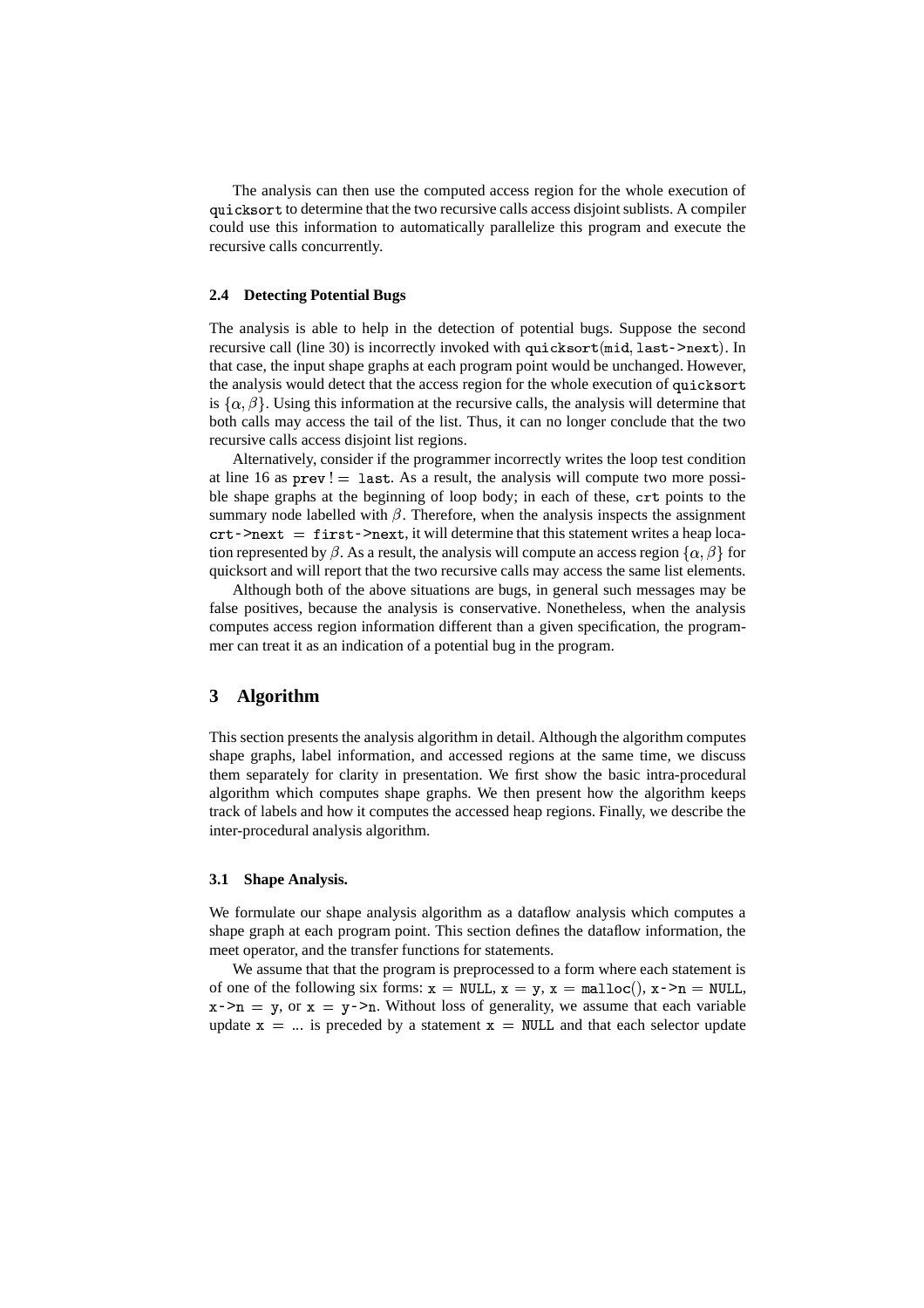The analysis can then use the computed access region for the whole execution of `quicksort` to determine that the two recursive calls access disjoint sublists. A compiler could use this information to automatically parallelize this program and execute the recursive calls concurrently.

### 2.4 Detecting Potential Bugs

The analysis is able to help in the detection of potential bugs. Suppose the second recursive call (line 30) is incorrectly invoked with `quicksort(mid, last->next)`. In that case, the input shape graphs at each program point would be unchanged. However, the analysis would detect that the access region for the whole execution of `quicksort` is $\{\alpha, \beta\}$. Using this information at the recursive calls, the analysis will determine that both calls may access the tail of the list. Thus, it can no longer conclude that the two recursive calls access disjoint list regions.

Alternatively, consider if the programmer incorrectly writes the loop test condition at line 16 as `prev != last`. As a result, the analysis will compute two more possible shape graphs at the beginning of loop body; in each of these, `crt` points to the summary node labelled with $\beta$. Therefore, when the analysis inspects the assignment `crt->next = first->next`, it will determine that this statement writes a heap location represented by $\beta$. As a result, the analysis will compute an access region $\{\alpha, \beta\}$ for quicksort and will report that the two recursive calls may access the same list elements.

Although both of the above situations are bugs, in general such messages may be false positives, because the analysis is conservative. Nonetheless, when the analysis computes access region information different than a given specification, the programmer can treat it as an indication of a potential bug in the program.

## 3 Algorithm

This section presents the analysis algorithm in detail. Although the algorithm computes shape graphs, label information, and accessed regions at the same time, we discuss them separately for clarity in presentation. We first show the basic intra-procedural algorithm which computes shape graphs. We then present how the algorithm keeps track of labels and how it computes the accessed heap regions. Finally, we describe the inter-procedural analysis algorithm.

### 3.1 Shape Analysis.

We formulate our shape analysis algorithm as a dataflow analysis which computes a shape graph at each program point. This section defines the dataflow information, the meet operator, and the transfer functions for statements.

We assume that that the program is preprocessed to a form where each statement is of one of the following six forms: `x = NULL`, `x = y`, `x = malloc()`, `x->n = NULL`, `x->n = y`, or `x = y->n`. Without loss of generality, we assume that each variable update `x = ...` is preceded by a statement `x = NULL` and that each selector update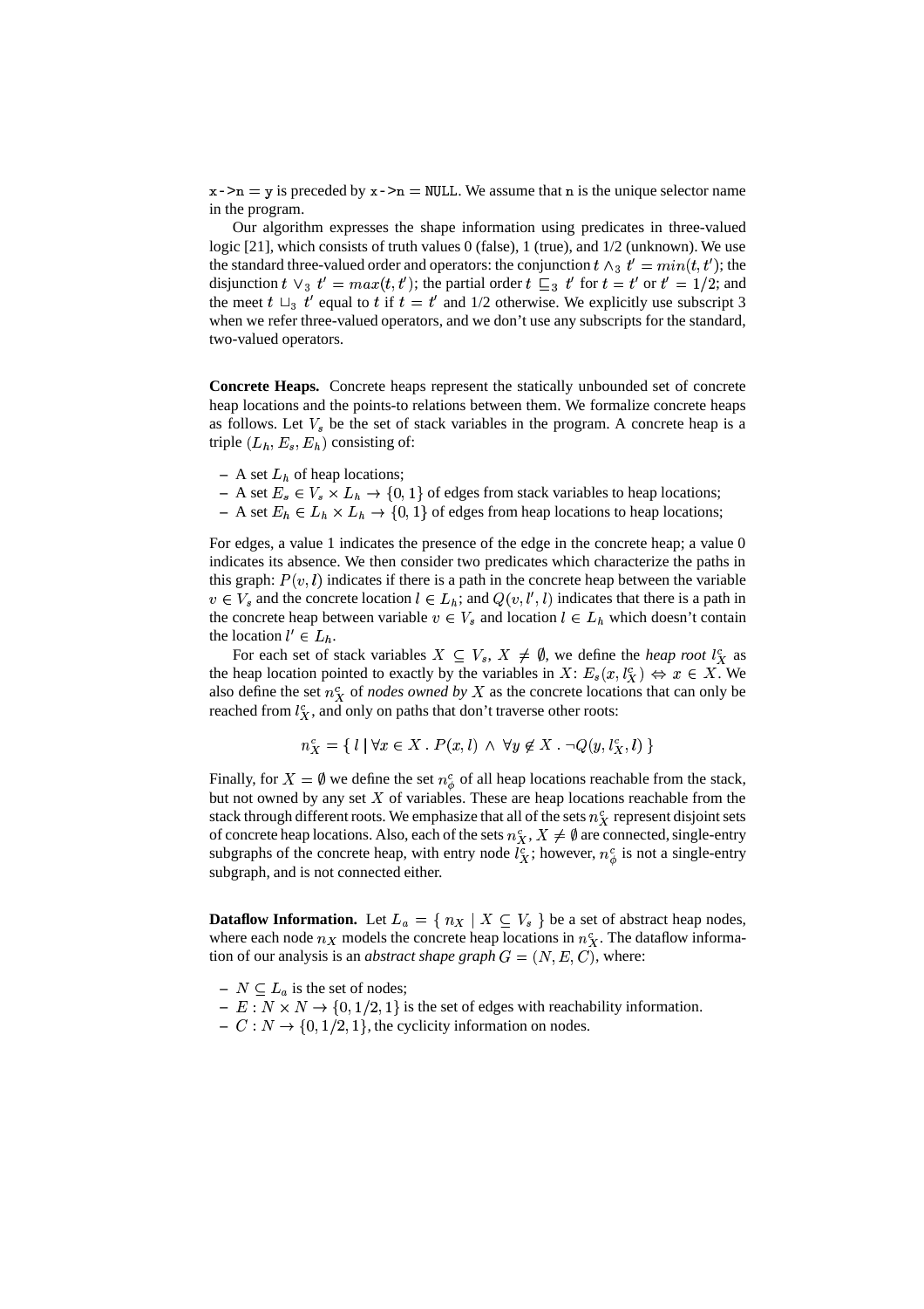`x->n = y` is preceded by `x->n = NULL`. We assume that `n` is the unique selector name in the program.

Our algorithm expresses the shape information using predicates in three-valued logic [21], which consists of truth values 0 (false), 1 (true), and 1/2 (unknown). We use the standard three-valued order and operators: the conjunction $t \wedge_3 t' = min(t, t')$; the disjunction $t \vee_3 t' = max(t, t')$; the partial order $t \sqsubseteq_3 t'$ for $t = t'$ or $t' = 1/2$; and the meet $t \sqcup_3 t'$ equal to $t$ if $t = t'$ and 1/2 otherwise. We explicitly use subscript 3 when we refer three-valued operators, and we don't use any subscripts for the standard, two-valued operators.

**Concrete Heaps.** Concrete heaps represent the statically unbounded set of concrete heap locations and the points-to relations between them. We formalize concrete heaps as follows. Let $V_s$ be the set of stack variables in the program. A concrete heap is a triple $(L_h, E_s, E_h)$ consisting of:

- A set $L_h$ of heap locations;
- A set $E_s \in V_s \times L_h \rightarrow \{0, 1\}$ of edges from stack variables to heap locations;
- A set $E_h \in L_h \times L_h \rightarrow \{0, 1\}$ of edges from heap locations to heap locations;

For edges, a value 1 indicates the presence of the edge in the concrete heap; a value 0 indicates its absence. We then consider two predicates which characterize the paths in this graph: $P(v, l)$ indicates if there is a path in the concrete heap between the variable $v \in V_s$ and the concrete location $l \in L_h$; and $Q(v, l', l)$ indicates that there is a path in the concrete heap between variable $v \in V_s$ and location $l \in L_h$ which doesn't contain the location $l' \in L_h$.

For each set of stack variables $X \subseteq V_s$, $X \neq \emptyset$, we define the *heap root* $l^c_X$ as the heap location pointed to exactly by the variables in $X$: $E_s(x, l^c_X) \Leftrightarrow x \in X$. We also define the set $n^c_X$ of *nodes owned by* $X$ as the concrete locations that can only be reached from $l^c_X$, and only on paths that don't traverse other roots:

$$n^c_X = \{\, l \mid \forall x \in X \,.\, P(x, l) \,\wedge\, \forall y \notin X \,.\, \neg Q(y, l^c_X, l) \,\}$$

Finally, for $X = \emptyset$ we define the set $n^c_\phi$ of all heap locations reachable from the stack, but not owned by any set $X$ of variables. These are heap locations reachable from the stack through different roots. We emphasize that all of the sets $n^c_X$ represent disjoint sets of concrete heap locations. Also, each of the sets $n^c_X$, $X \neq \emptyset$ are connected, single-entry subgraphs of the concrete heap, with entry node $l^c_X$; however, $n^c_\phi$ is not a single-entry subgraph, and is not connected either.

**Dataflow Information.** Let $L_a = \{\, n_X \mid X \subseteq V_s \,\}$ be a set of abstract heap nodes, where each node $n_X$ models the concrete heap locations in $n^c_X$. The dataflow information of our analysis is an *abstract shape graph* $G = (N, E, C)$, where:

- $N \subseteq L_a$ is the set of nodes;
- $E : N \times N \rightarrow \{0, 1/2, 1\}$ is the set of edges with reachability information.
- $C : N \rightarrow \{0, 1/2, 1\}$, the cyclicity information on nodes.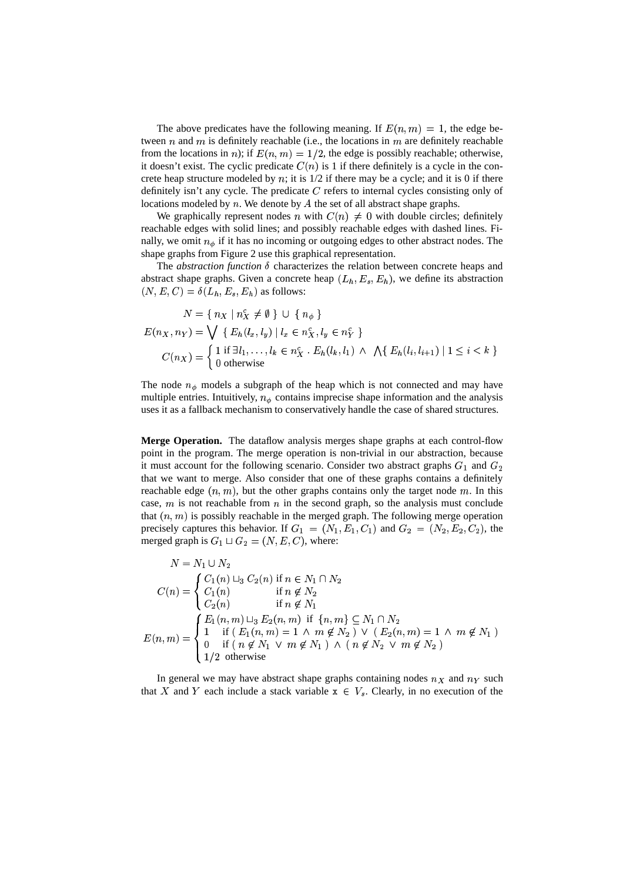The above predicates have the following meaning. If $E(n,m) = 1$, the edge between $n$ and $m$ is definitely reachable (i.e., the locations in $m$ are definitely reachable from the locations in $n$); if $E(n,m) = 1/2$, the edge is possibly reachable; otherwise, it doesn't exist. The cyclic predicate $C(n)$ is 1 if there definitely is a cycle in the concrete heap structure modeled by $n$; it is 1/2 if there may be a cycle; and it is 0 if there definitely isn't any cycle. The predicate $C$ refers to internal cycles consisting only of locations modeled by $n$. We denote by $A$ the set of all abstract shape graphs.

We graphically represent nodes $n$ with $C(n) \neq 0$ with double circles; definitely reachable edges with solid lines; and possibly reachable edges with dashed lines. Finally, we omit $n_\phi$ if it has no incoming or outgoing edges to other abstract nodes. The shape graphs from Figure 2 use this graphical representation.

The *abstraction function* $\delta$ characterizes the relation between concrete heaps and abstract shape graphs. Given a concrete heap $(L_h, E_s, E_h)$, we define its abstraction $(N, E, C) = \delta(L_h, E_s, E_h)$ as follows:

$$
\begin{aligned}
N &= \{\ n_X \mid n_X^c \neq \emptyset\ \} \cup \{\ n_\phi\ \} \\
E(n_X, n_Y) &= \bigvee \{\ E_h(l_x, l_y) \mid l_x \in n_X^c, l_y \in n_Y^c\ \} \\
C(n_X) &= \begin{cases} 1 \text{ if } \exists l_1, \ldots, l_k \in n_X^c \,.\, E_h(l_k, l_1) \ \wedge\ \bigwedge\{\ E_h(l_i, l_{i+1}) \mid 1 \leq i < k\ \} \\ 0 \text{ otherwise} \end{cases}
\end{aligned}
$$

The node $n_\phi$ models a subgraph of the heap which is not connected and may have multiple entries. Intuitively, $n_\phi$ contains imprecise shape information and the analysis uses it as a fallback mechanism to conservatively handle the case of shared structures.

**Merge Operation.** The dataflow analysis merges shape graphs at each control-flow point in the program. The merge operation is non-trivial in our abstraction, because it must account for the following scenario. Consider two abstract graphs $G_1$ and $G_2$ that we want to merge. Also consider that one of these graphs contains a definitely reachable edge $(n, m)$, but the other graphs contains only the target node $m$. In this case, $m$ is not reachable from $n$ in the second graph, so the analysis must conclude that $(n, m)$ is possibly reachable in the merged graph. The following merge operation precisely captures this behavior. If $G_1 = (N_1, E_1, C_1)$ and $G_2 = (N_2, E_2, C_2)$, the merged graph is $G_1 \sqcup G_2 = (N, E, C)$, where:

$$
\begin{aligned}
N &= N_1 \cup N_2 \\
C(n) &= \begin{cases} C_1(n) \sqcup_3 C_2(n) & \text{if } n \in N_1 \cap N_2 \\ C_1(n) & \text{if } n \notin N_2 \\ C_2(n) & \text{if } n \notin N_1 \end{cases} \\
E(n,m) &= \begin{cases} E_1(n,m) \sqcup_3 E_2(n,m) \ \text{ if } \{n, m\} \subseteq N_1 \cap N_2 \\ 1 \quad \text{if } (\ E_1(n,m) = 1 \ \wedge\ m \notin N_2\ ) \ \vee\ (\ E_2(n,m) = 1 \ \wedge\ m \notin N_1\ ) \\ 0 \quad \text{if } (\ n \notin N_1 \ \vee\ m \notin N_1\ ) \ \wedge\ (\ n \notin N_2 \ \vee\ m \notin N_2\ ) \\ 1/2 \ \text{ otherwise} \end{cases}
\end{aligned}
$$

In general we may have abstract shape graphs containing nodes $n_X$ and $n_Y$ such that $X$ and $Y$ each include a stack variable $\mathtt{x} \in V_s$. Clearly, in no execution of the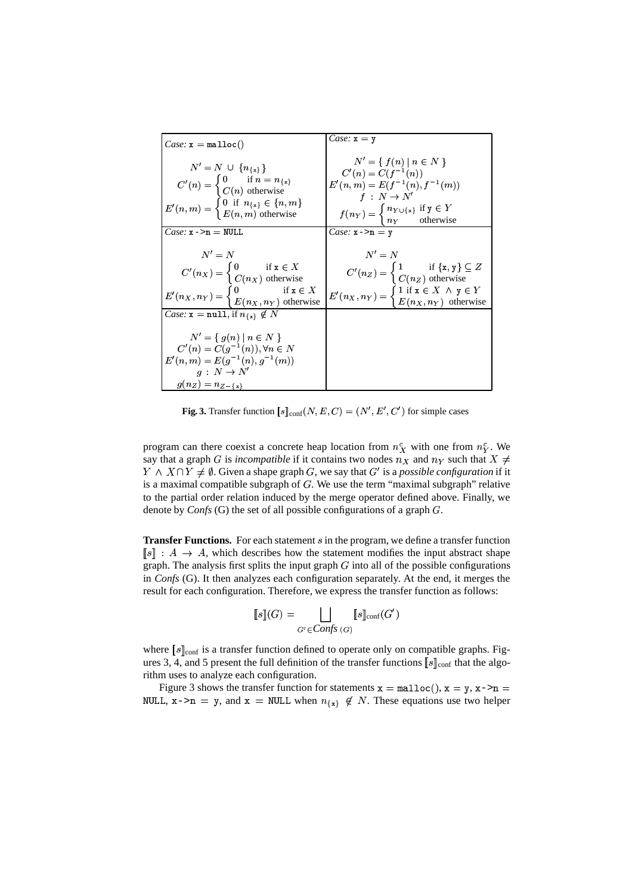| *Case:* $\mathtt{x} = \mathtt{malloc}()$ | *Case:* $\mathtt{x} = \mathtt{y}$ |
|---|---|
| $N' = N \cup \{n_{\{\mathtt{x}\}}\}$ <br> $C'(n) = \begin{cases} 0 & \text{if } n = n_{\{\mathtt{x}\}} \\ C(n) & \text{otherwise} \end{cases}$ <br> $E'(n,m) = \begin{cases} 0 & \text{if } n_{\{\mathtt{x}\}} \in \{n,m\} \\ E(n,m) & \text{otherwise} \end{cases}$ | $N' = \{ f(n) \mid n \in N \}$ <br> $C'(n) = C(f^{-1}(n))$ <br> $E'(n,m) = E(f^{-1}(n), f^{-1}(m))$ <br> $f : N \to N'$ <br> $f(n_Y) = \begin{cases} n_{Y \cup \{\mathtt{x}\}} & \text{if } \mathtt{y} \in Y \\ n_Y & \text{otherwise} \end{cases}$ |
| *Case:* $\mathtt{x}\text{->}\mathtt{n} = \mathtt{NULL}$ | *Case:* $\mathtt{x}\text{->}\mathtt{n} = \mathtt{y}$ |
| $N' = N$ <br> $C'(n_X) = \begin{cases} 0 & \text{if } \mathtt{x} \in X \\ C(n_X) & \text{otherwise} \end{cases}$ <br> $E'(n_X, n_Y) = \begin{cases} 0 & \text{if } \mathtt{x} \in X \\ E(n_X, n_Y) & \text{otherwise} \end{cases}$ | $N' = N$ <br> $C'(n_Z) = \begin{cases} 1 & \text{if } \{\mathtt{x}, \mathtt{y}\} \subseteq Z \\ C(n_Z) & \text{otherwise} \end{cases}$ <br> $E'(n_X, n_Y) = \begin{cases} 1 & \text{if } \mathtt{x} \in X \wedge \mathtt{y} \in Y \\ E(n_X, n_Y) & \text{otherwise} \end{cases}$ |
| *Case:* $\mathtt{x} = \mathtt{null}$, if $n_{\{\mathtt{x}\}} \notin N$ | |
| $N' = \{ g(n) \mid n \in N \}$ <br> $C'(n) = C(g^{-1}(n)), \forall n \in N$ <br> $E'(n,m) = E(g^{-1}(n), g^{-1}(m))$ <br> $g : N \to N'$ <br> $g(n_Z) = n_{Z - \{\mathtt{x}\}}$ | |

**Fig. 3.** Transfer function $[\![s]\!]_{\text{conf}}(N, E, C) = (N', E', C')$ for simple cases

program can there coexist a concrete heap location from $n^c_X$ with one from $n^c_Y$. We say that a graph $G$ is *incompatible* if it contains two nodes $n_X$ and $n_Y$ such that $X \neq Y \wedge X \cap Y \neq \emptyset$. Given a shape graph $G$, we say that $G'$ is a *possible configuration* if it is a maximal compatible subgraph of $G$. We use the term "maximal subgraph" relative to the partial order relation induced by the merge operator defined above. Finally, we denote by *Confs* (G) the set of all possible configurations of a graph $G$.

**Transfer Functions.** For each statement $s$ in the program, we define a transfer function $[\![s]\!] : A \to A$, which describes how the statement modifies the input abstract shape graph. The analysis first splits the input graph $G$ into all of the possible configurations in *Confs* (G). It then analyzes each configuration separately. At the end, it merges the result for each configuration. Therefore, we express the transfer function as follows:

$$[\![s]\!](G) = \bigsqcup_{G' \in \mathit{Confs}\ (G)} [\![s]\!]_{\text{conf}}(G')$$

where $[\![s]\!]_{\text{conf}}$ is a transfer function defined to operate only on compatible graphs. Figures 3, 4, and 5 present the full definition of the transfer functions $[\![s]\!]_{\text{conf}}$ that the algorithm uses to analyze each configuration.

Figure 3 shows the transfer function for statements $\mathtt{x} = \mathtt{malloc}()$, $\mathtt{x} = \mathtt{y}$, $\mathtt{x}\text{->}\mathtt{n} = \mathtt{NULL}$, $\mathtt{x}\text{->}\mathtt{n} = \mathtt{y}$, and $\mathtt{x} = \mathtt{NULL}$ when $n_{\{\mathtt{x}\}} \notin N$. These equations use two helper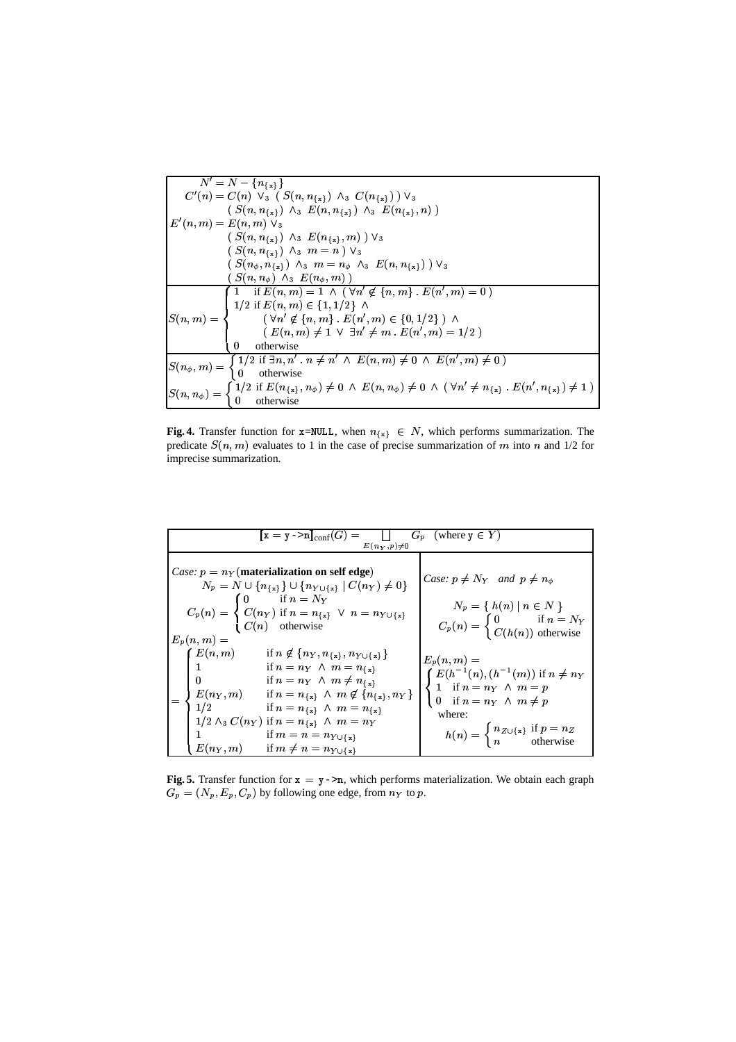$$
\begin{aligned}
N' &= N - \{n_{\{x\}}\} \\
C'(n) &= C(n) \ \vee_3 \ (\ S(n, n_{\{x\}}) \ \wedge_3 \ C(n_{\{x\}})\ ) \ \vee_3 \\
&\quad\ (\ S(n, n_{\{x\}}) \ \wedge_3 \ E(n, n_{\{x\}}) \ \wedge_3 \ E(n_{\{x\}}, n)\ ) \\
E'(n,m) &= E(n,m) \ \vee_3 \\
&\quad\ (\ S(n, n_{\{x\}}) \ \wedge_3 \ E(n_{\{x\}}, m)\ ) \ \vee_3 \\
&\quad\ (\ S(n, n_{\{x\}}) \ \wedge_3 \ m = n\ ) \ \vee_3 \\
&\quad\ (\ S(n_\phi, n_{\{x\}}) \ \wedge_3 \ m = n_\phi \ \wedge_3 \ E(n, n_{\{x\}})\ ) \ \vee_3 \\
&\quad\ (\ S(n, n_\phi) \ \wedge_3 \ E(n_\phi, m)\ )
\end{aligned}
$$

$$
S(n,m) = \begin{cases}
1 & \text{if } E(n,m) = 1 \ \wedge \ (\ \forall n' \notin \{n, m\} \,.\, E(n', m) = 0\ ) \\
1/2 & \text{if } E(n,m) \in \{1, 1/2\} \ \wedge \\
& \quad (\ \forall n' \notin \{n, m\} \,.\, E(n', m) \in \{0, 1/2\}\ ) \ \wedge \\
& \quad (\ E(n,m) \neq 1 \ \vee \ \exists n' \neq m \,.\, E(n', m) = 1/2\ ) \\
0 & \text{otherwise}
\end{cases}
$$

$$
S(n_\phi, m) = \begin{cases}
1/2 & \text{if } \exists n, n' \,.\, n \neq n' \ \wedge \ E(n,m) \neq 0 \ \wedge \ E(n', m) \neq 0\ ) \\
0 & \text{otherwise}
\end{cases}
$$

$$
S(n, n_\phi) = \begin{cases}
1/2 & \text{if } E(n_{\{x\}}, n_\phi) \neq 0 \ \wedge \ E(n, n_\phi) \neq 0 \ \wedge \ (\ \forall n' \neq n_{\{x\}} \,.\, E(n', n_{\{x\}}) \neq 1\ ) \\
0 & \text{otherwise}
\end{cases}
$$

**Fig. 4.** Transfer function for `x=NULL`, when $n_{\{x\}} \in N$, which performs summarization. The predicate $S(n,m)$ evaluates to 1 in the case of precise summarization of $m$ into $n$ and 1/2 for imprecise summarization.

$$
[\![ \texttt{x = y->n} ]\!]_{\text{conf}}(G) = \bigsqcup_{E(n_Y, p) \neq 0} G_p \quad (\text{where } \texttt{y} \in Y)
$$

*Case:* $p = n_Y$ (**materialization on self edge**)

$$
N_p = N \cup \{n_{\{x\}}\} \cup \{n_{Y \cup \{x\}} \mid C(n_Y) \neq 0\}
$$

$$
C_p(n) = \begin{cases}
0 & \text{if } n = N_Y \\
C(n_Y) & \text{if } n = n_{\{x\}} \ \vee \ n = n_{Y \cup \{x\}} \\
C(n) & \text{otherwise}
\end{cases}
$$

$$
E_p(n,m) = \begin{cases}
E(n,m) & \text{if } n \notin \{n_Y, n_{\{x\}}, n_{Y \cup \{x\}}\} \\
1 & \text{if } n = n_Y \ \wedge \ m = n_{\{x\}} \\
0 & \text{if } n = n_Y \ \wedge \ m \neq n_{\{x\}} \\
E(n_Y, m) & \text{if } n = n_{\{x\}} \ \wedge \ m \notin \{n_{\{x\}}, n_Y\} \\
1/2 & \text{if } n = n_{\{x\}} \ \wedge \ m = n_{\{x\}} \\
1/2 \wedge_3 C(n_Y) & \text{if } n = n_{\{x\}} \ \wedge \ m = n_Y \\
1 & \text{if } m = n = n_{Y \cup \{x\}} \\
E(n_Y, m) & \text{if } m \neq n = n_{Y \cup \{x\}}
\end{cases}
$$

*Case:* $p \neq N_Y$ *and* $p \neq n_\phi$

$$
N_p = \{\ h(n) \mid n \in N\ \}
$$

$$
C_p(n) = \begin{cases}
0 & \text{if } n = N_Y \\
C(h(n)) & \text{otherwise}
\end{cases}
$$

$$
E_p(n,m) = \begin{cases}
E(h^{-1}(n), (h^{-1}(m)) & \text{if } n \neq n_Y \\
1 & \text{if } n = n_Y \ \wedge \ m = p \\
0 & \text{if } n = n_Y \ \wedge \ m \neq p
\end{cases}
$$

where:

$$
h(n) = \begin{cases}
n_{Z \cup \{x\}} & \text{if } p = n_Z \\
n & \text{otherwise}
\end{cases}
$$

**Fig. 5.** Transfer function for `x = y->n`, which performs materialization. We obtain each graph $G_p = (N_p, E_p, C_p)$ by following one edge, from $n_Y$ to $p$.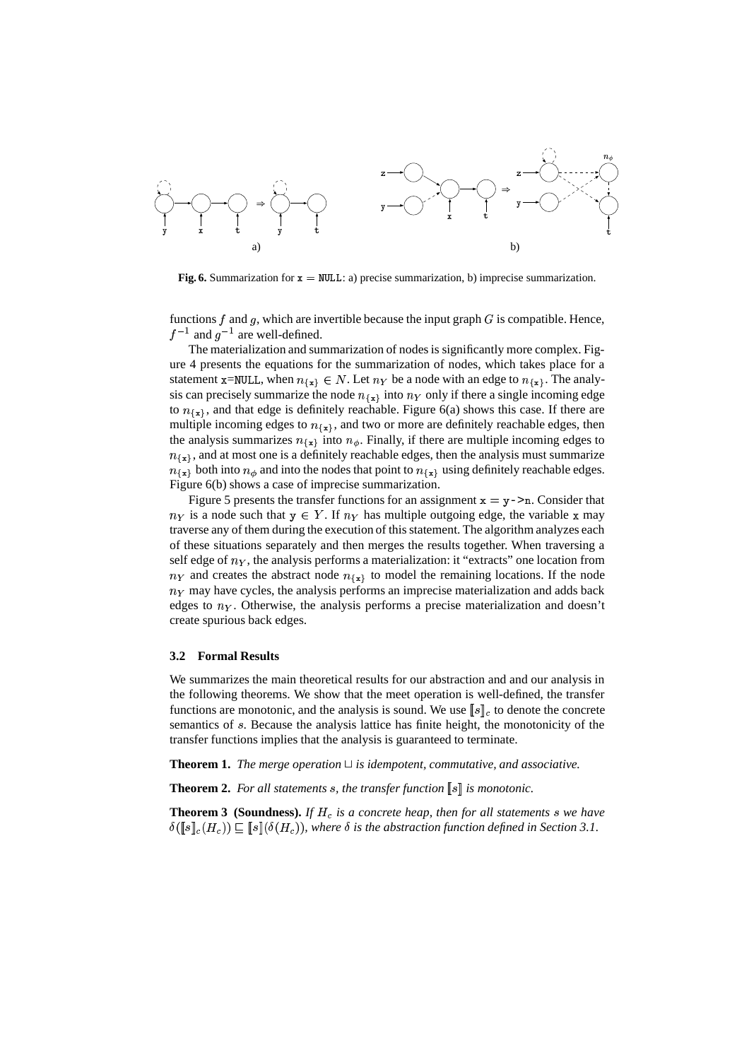**Fig. 6.** Summarization for $\texttt{x} = \texttt{NULL}$: a) precise summarization, b) imprecise summarization.

functions $f$ and $g$, which are invertible because the input graph $G$ is compatible. Hence, $f^{-1}$ and $g^{-1}$ are well-defined.

The materialization and summarization of nodes is significantly more complex. Figure 4 presents the equations for the summarization of nodes, which takes place for a statement x=NULL, when $n_{\{\texttt{x}\}} \in N$. Let $n_Y$ be a node with an edge to $n_{\{\texttt{x}\}}$. The analysis can precisely summarize the node $n_{\{\texttt{x}\}}$ into $n_Y$ only if there a single incoming edge to $n_{\{\texttt{x}\}}$, and that edge is definitely reachable. Figure 6(a) shows this case. If there are multiple incoming edges to $n_{\{\texttt{x}\}}$, and two or more are definitely reachable edges, then the analysis summarizes $n_{\{\texttt{x}\}}$ into $n_\phi$. Finally, if there are multiple incoming edges to $n_{\{\texttt{x}\}}$, and at most one is a definitely reachable edges, then the analysis must summarize $n_{\{\texttt{x}\}}$ both into $n_\phi$ and into the nodes that point to $n_{\{\texttt{x}\}}$ using definitely reachable edges. Figure 6(b) shows a case of imprecise summarization.

Figure 5 presents the transfer functions for an assignment $\texttt{x} = \texttt{y->n}$. Consider that $n_Y$ is a node such that $\texttt{y} \in Y$. If $n_Y$ has multiple outgoing edge, the variable x may traverse any of them during the execution of this statement. The algorithm analyzes each of these situations separately and then merges the results together. When traversing a self edge of $n_Y$, the analysis performs a materialization: it "extracts" one location from $n_Y$ and creates the abstract node $n_{\{\texttt{x}\}}$ to model the remaining locations. If the node $n_Y$ may have cycles, the analysis performs an imprecise materialization and adds back edges to $n_Y$. Otherwise, the analysis performs a precise materialization and doesn't create spurious back edges.

### 3.2 Formal Results

We summarizes the main theoretical results for our abstraction and and our analysis in the following theorems. We show that the meet operation is well-defined, the transfer functions are monotonic, and the analysis is sound. We use $[\![s]\!]_c$ to denote the concrete semantics of $s$. Because the analysis lattice has finite height, the monotonicity of the transfer functions implies that the analysis is guaranteed to terminate.

**Theorem 1.** *The merge operation $\sqcup$ is idempotent, commutative, and associative.*

**Theorem 2.** *For all statements $s$, the transfer function $[\![s]\!]$ is monotonic.*

**Theorem 3 (Soundness).** *If $H_c$ is a concrete heap, then for all statements $s$ we have $\delta([\![s]\!]_c(H_c)) \sqsubseteq [\![s]\!](\delta(H_c))$, where $\delta$ is the abstraction function defined in Section 3.1.*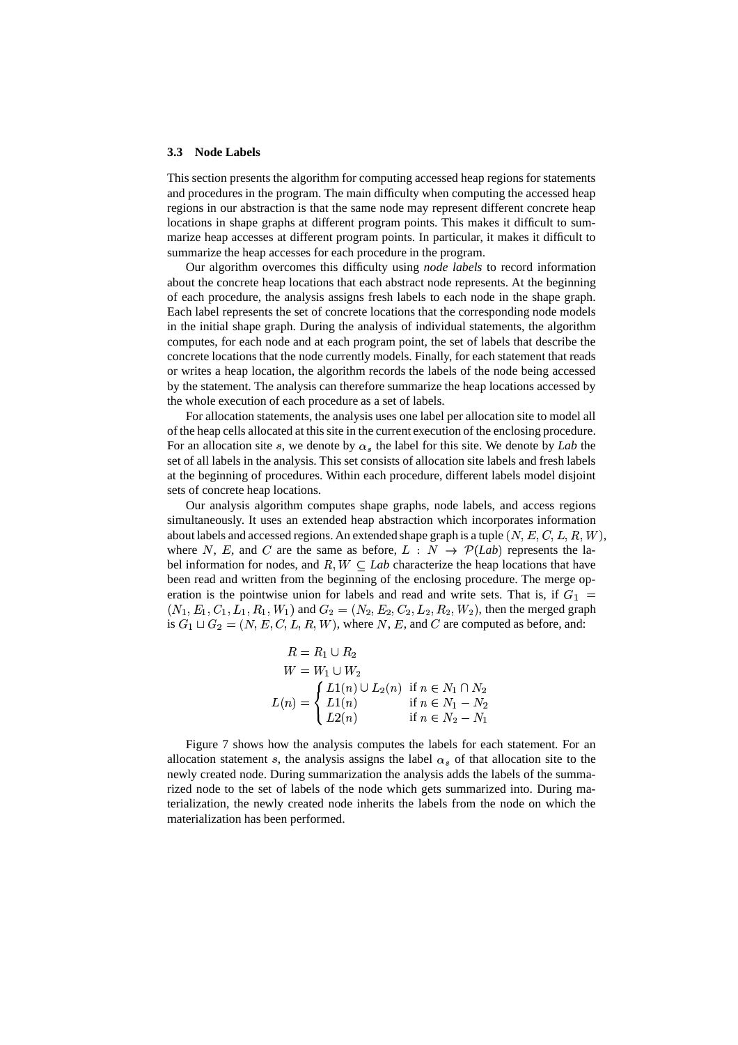### 3.3 Node Labels

This section presents the algorithm for computing accessed heap regions for statements and procedures in the program. The main difficulty when computing the accessed heap regions in our abstraction is that the same node may represent different concrete heap locations in shape graphs at different program points. This makes it difficult to summarize heap accesses at different program points. In particular, it makes it difficult to summarize the heap accesses for each procedure in the program.

Our algorithm overcomes this difficulty using *node labels* to record information about the concrete heap locations that each abstract node represents. At the beginning of each procedure, the analysis assigns fresh labels to each node in the shape graph. Each label represents the set of concrete locations that the corresponding node models in the initial shape graph. During the analysis of individual statements, the algorithm computes, for each node and at each program point, the set of labels that describe the concrete locations that the node currently models. Finally, for each statement that reads or writes a heap location, the algorithm records the labels of the node being accessed by the statement. The analysis can therefore summarize the heap locations accessed by the whole execution of each procedure as a set of labels.

For allocation statements, the analysis uses one label per allocation site to model all of the heap cells allocated at this site in the current execution of the enclosing procedure. For an allocation site $s$, we denote by $\alpha_s$ the label for this site. We denote by *Lab* the set of all labels in the analysis. This set consists of allocation site labels and fresh labels at the beginning of procedures. Within each procedure, different labels model disjoint sets of concrete heap locations.

Our analysis algorithm computes shape graphs, node labels, and access regions simultaneously. It uses an extended heap abstraction which incorporates information about labels and accessed regions. An extended shape graph is a tuple $(N, E, C, L, R, W)$, where $N$, $E$, and $C$ are the same as before, $L : N \rightarrow \mathcal{P}(\mathit{Lab})$ represents the label information for nodes, and $R, W \subseteq \mathit{Lab}$ characterize the heap locations that have been read and written from the beginning of the enclosing procedure. The merge operation is the pointwise union for labels and read and write sets. That is, if $G_1 = (N_1, E_1, C_1, L_1, R_1, W_1)$ and $G_2 = (N_2, E_2, C_2, L_2, R_2, W_2)$, then the merged graph is $G_1 \sqcup G_2 = (N, E, C, L, R, W)$, where $N$, $E$, and $C$ are computed as before, and:

$$
\begin{aligned}
R &= R_1 \cup R_2 \\
W &= W_1 \cup W_2 \\
L(n) &= \begin{cases} L1(n) \cup L_2(n) & \text{if } n \in N_1 \cap N_2 \\ L1(n) & \text{if } n \in N_1 - N_2 \\ L2(n) & \text{if } n \in N_2 - N_1 \end{cases}
\end{aligned}
$$

Figure 7 shows how the analysis computes the labels for each statement. For an allocation statement $s$, the analysis assigns the label $\alpha_s$ of that allocation site to the newly created node. During summarization the analysis adds the labels of the summarized node to the set of labels of the node which gets summarized into. During materialization, the newly created node inherits the labels from the node on which the materialization has been performed.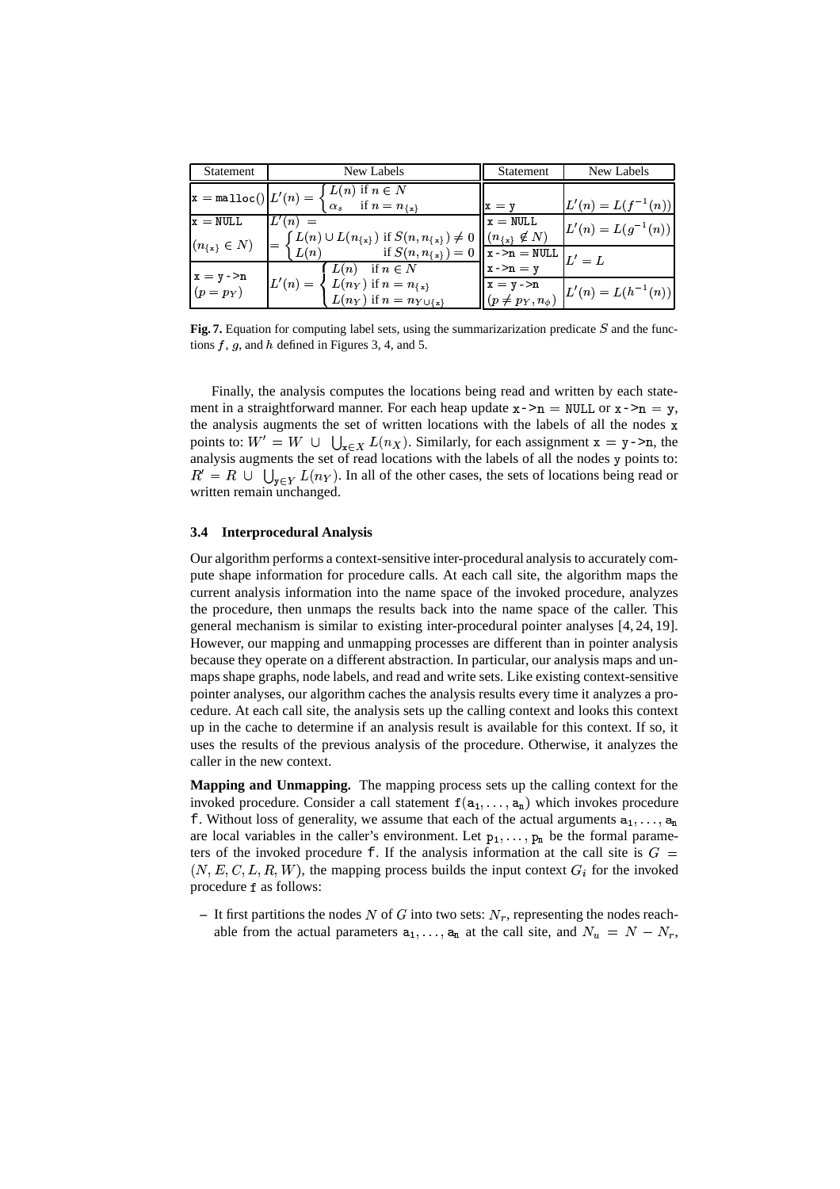| Statement | New Labels | Statement | New Labels |
|---|---|---|---|
| `x = malloc()` | $L'(n) = \begin{cases} L(n) \text{ if } n \in N \\ \alpha_s \quad \text{if } n = n_{\{x\}} \end{cases}$ | `x = y` | $L'(n) = L(f^{-1}(n))$ |
| `x = NULL` $(n_{\{x\}} \in N)$ | $L'(n) = \begin{cases} L(n) \cup L(n_{\{x\}}) \text{ if } S(n, n_{\{x\}}) \neq 0 \\ L(n) \quad \text{if } S(n, n_{\{x\}}) = 0 \end{cases}$ | `x = NULL` $(n_{\{x\}} \notin N)$ | $L'(n) = L(g^{-1}(n))$ |
| | | `x->n = NULL` `x->n = y` | $L' = L$ |
| `x = y->n` $(p = p_Y)$ | $L'(n) = \begin{cases} L(n) \quad \text{if } n \in N \\ L(n_Y) \text{ if } n = n_{\{x\}} \\ L(n_Y) \text{ if } n = n_{Y \cup \{x\}} \end{cases}$ | `x = y->n` $(p \neq p_Y, n_\phi)$ | $L'(n) = L(h^{-1}(n))$ |

**Fig. 7.** Equation for computing label sets, using the summarization predicate $S$ and the functions $f$, $g$, and $h$ defined in Figures 3, 4, and 5.

Finally, the analysis computes the locations being read and written by each statement in a straightforward manner. For each heap update `x->n = NULL` or `x->n = y`, the analysis augments the set of written locations with the labels of all the nodes `x` points to: $W' = W \cup \bigcup_{x \in X} L(n_X)$. Similarly, for each assignment `x = y->n`, the analysis augments the set of read locations with the labels of all the nodes `y` points to: $R' = R \cup \bigcup_{y \in Y} L(n_Y)$. In all of the other cases, the sets of locations being read or written remain unchanged.

### 3.4 Interprocedural Analysis

Our algorithm performs a context-sensitive inter-procedural analysis to accurately compute shape information for procedure calls. At each call site, the algorithm maps the current analysis information into the name space of the invoked procedure, analyzes the procedure, then unmaps the results back into the name space of the caller. This general mechanism is similar to existing inter-procedural pointer analyses [4, 24, 19]. However, our mapping and unmapping processes are different than in pointer analysis because they operate on a different abstraction. In particular, our analysis maps and unmaps shape graphs, node labels, and read and write sets. Like existing context-sensitive pointer analyses, our algorithm caches the analysis results every time it analyzes a procedure. At each call site, the analysis sets up the calling context and looks this context up in the cache to determine if an analysis result is available for this context. If so, it uses the results of the previous analysis of the procedure. Otherwise, it analyzes the caller in the new context.

**Mapping and Unmapping.** The mapping process sets up the calling context for the invoked procedure. Consider a call statement $f(a_1, \ldots, a_n)$ which invokes procedure f. Without loss of generality, we assume that each of the actual arguments $a_1, \ldots, a_n$ are local variables in the caller's environment. Let $p_1, \ldots, p_n$ be the formal parameters of the invoked procedure f. If the analysis information at the call site is $G = (N, E, C, L, R, W)$, the mapping process builds the input context $G_i$ for the invoked procedure f as follows:

- It first partitions the nodes $N$ of $G$ into two sets: $N_r$, representing the nodes reachable from the actual parameters $a_1, \ldots, a_n$ at the call site, and $N_u = N - N_r$,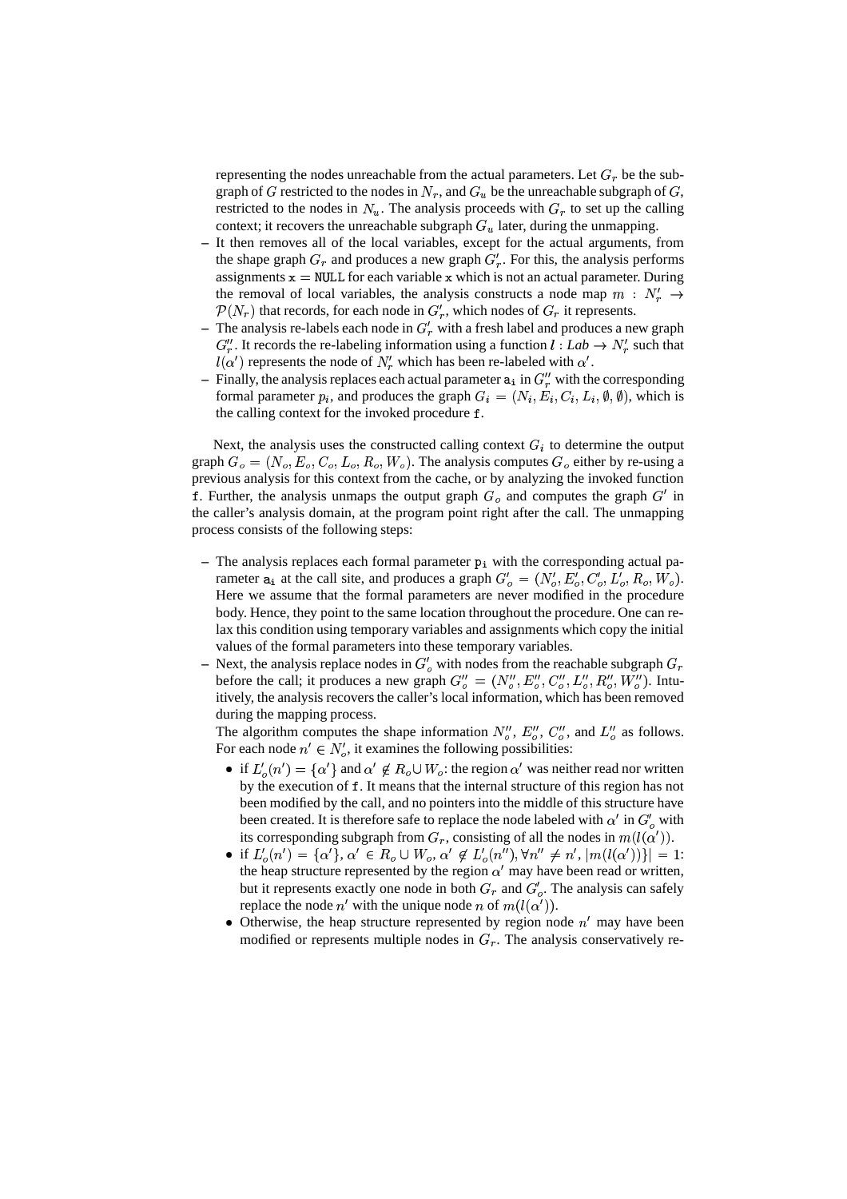representing the nodes unreachable from the actual parameters. Let $G_r$ be the subgraph of $G$ restricted to the nodes in $N_r$, and $G_u$ be the unreachable subgraph of $G$, restricted to the nodes in $N_u$. The analysis proceeds with $G_r$ to set up the calling context; it recovers the unreachable subgraph $G_u$ later, during the unmapping.

- It then removes all of the local variables, except for the actual arguments, from the shape graph $G_r$ and produces a new graph $G'_r$. For this, the analysis performs assignments `x = NULL` for each variable `x` which is not an actual parameter. During the removal of local variables, the analysis constructs a node map $m : N'_r \to \mathcal{P}(N_r)$ that records, for each node in $G'_r$, which nodes of $G_r$ it represents.
- The analysis re-labels each node in $G'_r$ with a fresh label and produces a new graph $G''_r$. It records the re-labeling information using a function $l : \mathit{Lab} \to N'_r$ such that $l(\alpha')$ represents the node of $N'_r$ which has been re-labeled with $\alpha'$.
- Finally, the analysis replaces each actual parameter `ai` in $G''_r$ with the corresponding formal parameter $p_i$, and produces the graph $G_i = (N_i, E_i, C_i, L_i, \emptyset, \emptyset)$, which is the calling context for the invoked procedure `f`.

Next, the analysis uses the constructed calling context $G_i$ to determine the output graph $G_o = (N_o, E_o, C_o, L_o, R_o, W_o)$. The analysis computes $G_o$ either by re-using a previous analysis for this context from the cache, or by analyzing the invoked function `f`. Further, the analysis unmaps the output graph $G_o$ and computes the graph $G'$ in the caller's analysis domain, at the program point right after the call. The unmapping process consists of the following steps:

- The analysis replaces each formal parameter `pi` with the corresponding actual parameter `ai` at the call site, and produces a graph $G'_o = (N'_o, E'_o, C'_o, L'_o, R_o, W_o)$. Here we assume that the formal parameters are never modified in the procedure body. Hence, they point to the same location throughout the procedure. One can relax this condition using temporary variables and assignments which copy the initial values of the formal parameters into these temporary variables.
- Next, the analysis replace nodes in $G'_o$ with nodes from the reachable subgraph $G_r$ before the call; it produces a new graph $G''_o = (N''_o, E''_o, C''_o, L''_o, R''_o, W''_o)$. Intuitively, the analysis recovers the caller's local information, which has been removed during the mapping process.

  The algorithm computes the shape information $N''_o$, $E''_o$, $C''_o$, and $L''_o$ as follows. For each node $n' \in N'_o$, it examines the following possibilities:

  - if $L'_o(n') = \{\alpha'\}$ and $\alpha' \notin R_o \cup W_o$: the region $\alpha'$ was neither read nor written by the execution of `f`. It means that the internal structure of this region has not been modified by the call, and no pointers into the middle of this structure have been created. It is therefore safe to replace the node labeled with $\alpha'$ in $G'_o$ with its corresponding subgraph from $G_r$, consisting of all the nodes in $m(l(\alpha'))$.
  - if $L'_o(n') = \{\alpha'\}$, $\alpha' \in R_o \cup W_o$, $\alpha' \notin L'_o(n''), \forall n'' \neq n'$, $|m(l(\alpha'))| = 1$: the heap structure represented by the region $\alpha'$ may have been read or written, but it represents exactly one node in both $G_r$ and $G'_o$. The analysis can safely replace the node $n'$ with the unique node $n$ of $m(l(\alpha'))$.
  - Otherwise, the heap structure represented by region node $n'$ may have been modified or represents multiple nodes in $G_r$. The analysis conservatively re-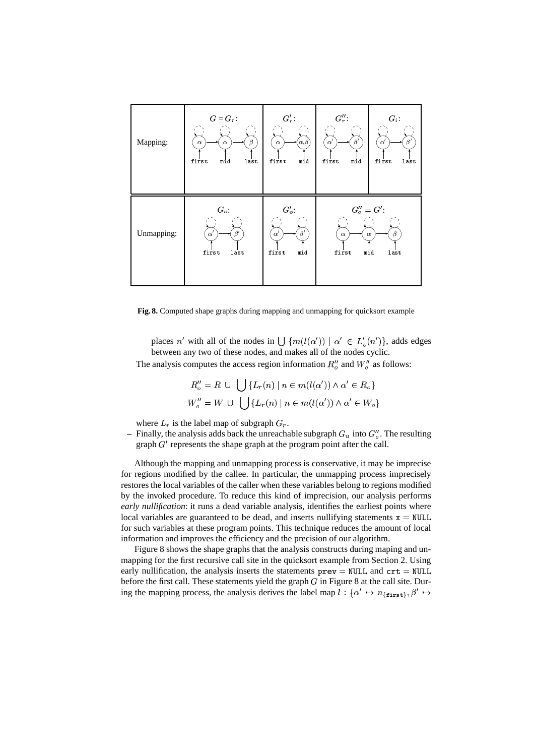Fig. 8. Computed shape graphs during mapping and unmapping for quicksort example

places $n'$ with all of the nodes in $\bigcup \{m(l(\alpha')) \mid \alpha' \in L'_o(n')\}$, adds edges between any two of these nodes, and makes all of the nodes cyclic.

The analysis computes the access region information $R''_o$ and $W''_o$ as follows:

$$R''_o = R \cup \bigcup \{L_r(n) \mid n \in m(l(\alpha')) \wedge \alpha' \in R_o\}$$
$$W''_o = W \cup \bigcup \{L_r(n) \mid n \in m(l(\alpha')) \wedge \alpha' \in W_o\}$$

where $L_r$ is the label map of subgraph $G_r$.

– Finally, the analysis adds back the unreachable subgraph $G_u$ into $G''_o$. The resulting graph $G'$ represents the shape graph at the program point after the call.

Although the mapping and unmapping process is conservative, it may be imprecise for regions modified by the callee. In particular, the unmapping process imprecisely restores the local variables of the caller when these variables belong to regions modified by the invoked procedure. To reduce this kind of imprecision, our analysis performs *early nullification*: it runs a dead variable analysis, identifies the earliest points where local variables are guaranteed to be dead, and inserts nullifying statements `x = NULL` for such variables at these program points. This technique reduces the amount of local information and improves the efficiency and the precision of our algorithm.

Figure 8 shows the shape graphs that the analysis constructs during maping and unmapping for the first recursive call site in the quicksort example from Section 2. Using early nullification, the analysis inserts the statements `prev = NULL` and `crt = NULL` before the first call. These statements yield the graph $G$ in Figure 8 at the call site. During the mapping process, the analysis derives the label map $l : \{\alpha' \mapsto n_{\{\texttt{first}\}}, \beta' \mapsto$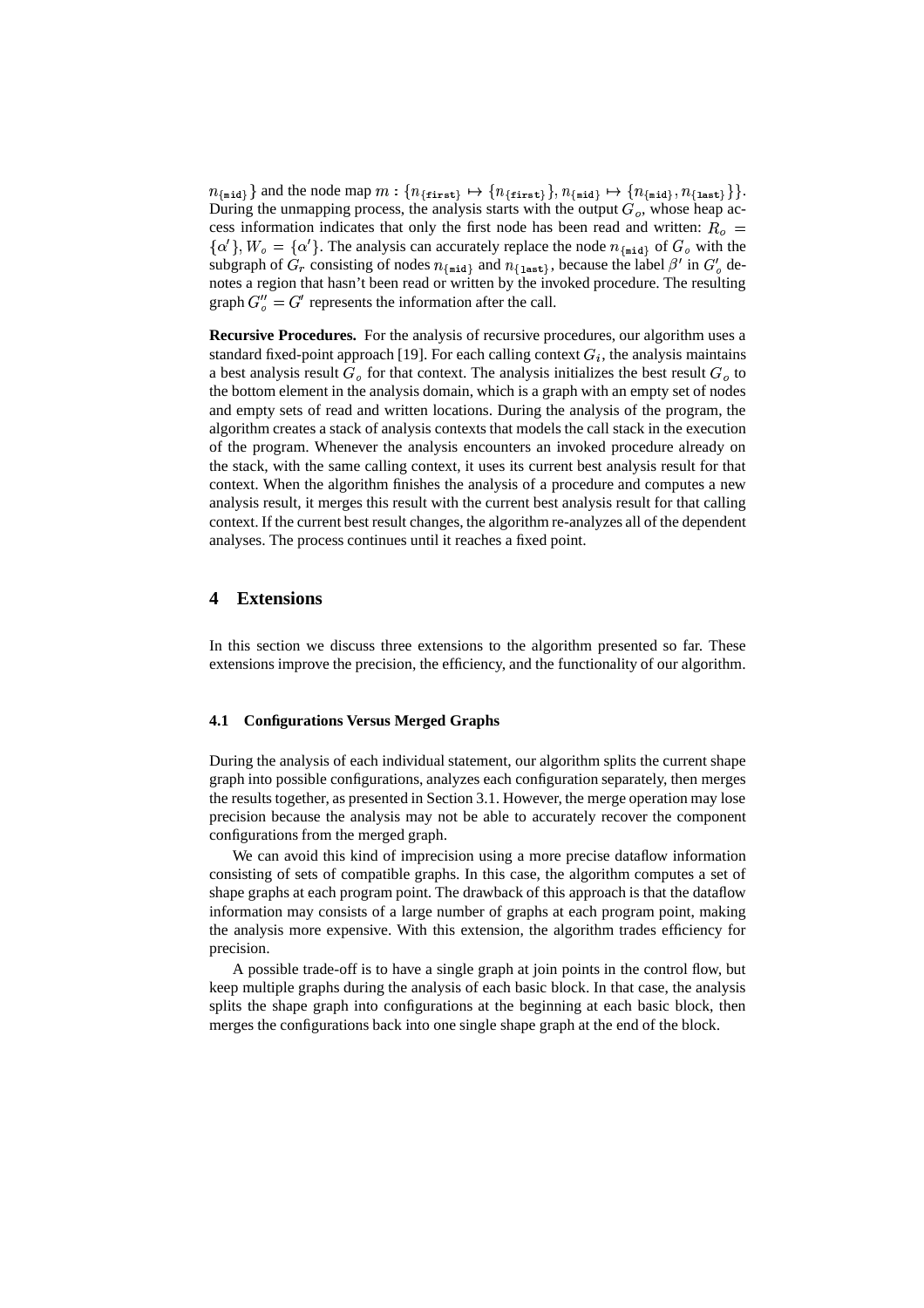$n_{\{\texttt{mid}\}}\}$ and the node map $m : \{n_{\{\texttt{first}\}} \mapsto \{n_{\{\texttt{first}\}}\}, n_{\{\texttt{mid}\}} \mapsto \{n_{\{\texttt{mid}\}}, n_{\{\texttt{last}\}}\}\}$. During the unmapping process, the analysis starts with the output $G_o$, whose heap access information indicates that only the first node has been read and written: $R_o = \{\alpha'\}, W_o = \{\alpha'\}$. The analysis can accurately replace the node $n_{\{\texttt{mid}\}}$ of $G_o$ with the subgraph of $G_r$ consisting of nodes $n_{\{\texttt{mid}\}}$ and $n_{\{\texttt{last}\}}$, because the label $\beta'$ in $G'_o$ denotes a region that hasn't been read or written by the invoked procedure. The resulting graph $G''_o = G'$ represents the information after the call.

**Recursive Procedures.** For the analysis of recursive procedures, our algorithm uses a standard fixed-point approach [19]. For each calling context $G_i$, the analysis maintains a best analysis result $G_o$ for that context. The analysis initializes the best result $G_o$ to the bottom element in the analysis domain, which is a graph with an empty set of nodes and empty sets of read and written locations. During the analysis of the program, the algorithm creates a stack of analysis contexts that models the call stack in the execution of the program. Whenever the analysis encounters an invoked procedure already on the stack, with the same calling context, it uses its current best analysis result for that context. When the algorithm finishes the analysis of a procedure and computes a new analysis result, it merges this result with the current best analysis result for that calling context. If the current best result changes, the algorithm re-analyzes all of the dependent analyses. The process continues until it reaches a fixed point.

## 4 Extensions

In this section we discuss three extensions to the algorithm presented so far. These extensions improve the precision, the efficiency, and the functionality of our algorithm.

### 4.1 Configurations Versus Merged Graphs

During the analysis of each individual statement, our algorithm splits the current shape graph into possible configurations, analyzes each configuration separately, then merges the results together, as presented in Section 3.1. However, the merge operation may lose precision because the analysis may not be able to accurately recover the component configurations from the merged graph.

We can avoid this kind of imprecision using a more precise dataflow information consisting of sets of compatible graphs. In this case, the algorithm computes a set of shape graphs at each program point. The drawback of this approach is that the dataflow information may consists of a large number of graphs at each program point, making the analysis more expensive. With this extension, the algorithm trades efficiency for precision.

A possible trade-off is to have a single graph at join points in the control flow, but keep multiple graphs during the analysis of each basic block. In that case, the analysis splits the shape graph into configurations at the beginning at each basic block, then merges the configurations back into one single shape graph at the end of the block.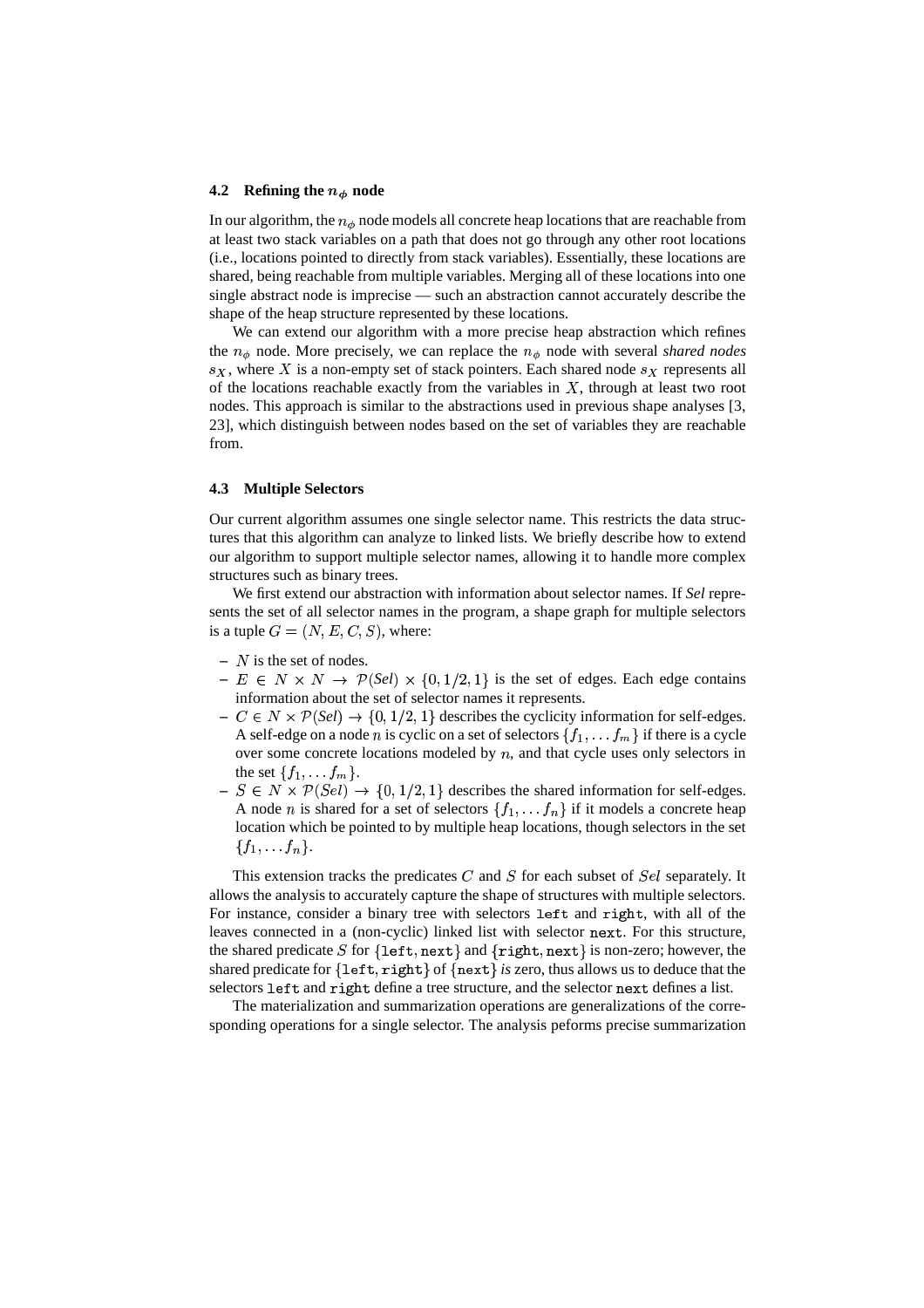### 4.2 Refining the $n_\phi$ node

In our algorithm, the $n_\phi$ node models all concrete heap locations that are reachable from at least two stack variables on a path that does not go through any other root locations (i.e., locations pointed to directly from stack variables). Essentially, these locations are shared, being reachable from multiple variables. Merging all of these locations into one single abstract node is imprecise — such an abstraction cannot accurately describe the shape of the heap structure represented by these locations.

We can extend our algorithm with a more precise heap abstraction which refines the $n_\phi$ node. More precisely, we can replace the $n_\phi$ node with several *shared nodes* $s_X$, where $X$ is a non-empty set of stack pointers. Each shared node $s_X$ represents all of the locations reachable exactly from the variables in $X$, through at least two root nodes. This approach is similar to the abstractions used in previous shape analyses [3, 23], which distinguish between nodes based on the set of variables they are reachable from.

### 4.3 Multiple Selectors

Our current algorithm assumes one single selector name. This restricts the data structures that this algorithm can analyze to linked lists. We briefly describe how to extend our algorithm to support multiple selector names, allowing it to handle more complex structures such as binary trees.

We first extend our abstraction with information about selector names. If *Sel* represents the set of all selector names in the program, a shape graph for multiple selectors is a tuple $G = (N, E, C, S)$, where:

- $N$ is the set of nodes.
- $E \in N \times N \to \mathcal{P}(Sel) \times \{0, 1/2, 1\}$ is the set of edges. Each edge contains information about the set of selector names it represents.
- $C \in N \times \mathcal{P}(Sel) \to \{0, 1/2, 1\}$ describes the cyclicity information for self-edges. A self-edge on a node $n$ is cyclic on a set of selectors $\{f_1, \dots f_m\}$ if there is a cycle over some concrete locations modeled by $n$, and that cycle uses only selectors in the set $\{f_1, \dots f_m\}$.
- $S \in N \times \mathcal{P}(Sel) \to \{0, 1/2, 1\}$ describes the shared information for self-edges. A node $n$ is shared for a set of selectors $\{f_1, \dots f_n\}$ if it models a concrete heap location which be pointed to by multiple heap locations, though selectors in the set $\{f_1, \dots f_n\}$.

This extension tracks the predicates $C$ and $S$ for each subset of $Sel$ separately. It allows the analysis to accurately capture the shape of structures with multiple selectors. For instance, consider a binary tree with selectors `left` and `right`, with all of the leaves connected in a (non-cyclic) linked list with selector `next`. For this structure, the shared predicate $S$ for $\{\texttt{left}, \texttt{next}\}$ and $\{\texttt{right}, \texttt{next}\}$ is non-zero; however, the shared predicate for $\{\texttt{left}, \texttt{right}\}$ of $\{\texttt{next}\}$ *is* zero, thus allows us to deduce that the selectors `left` and `right` define a tree structure, and the selector `next` defines a list.

The materialization and summarization operations are generalizations of the corresponding operations for a single selector. The analysis peforms precise summarization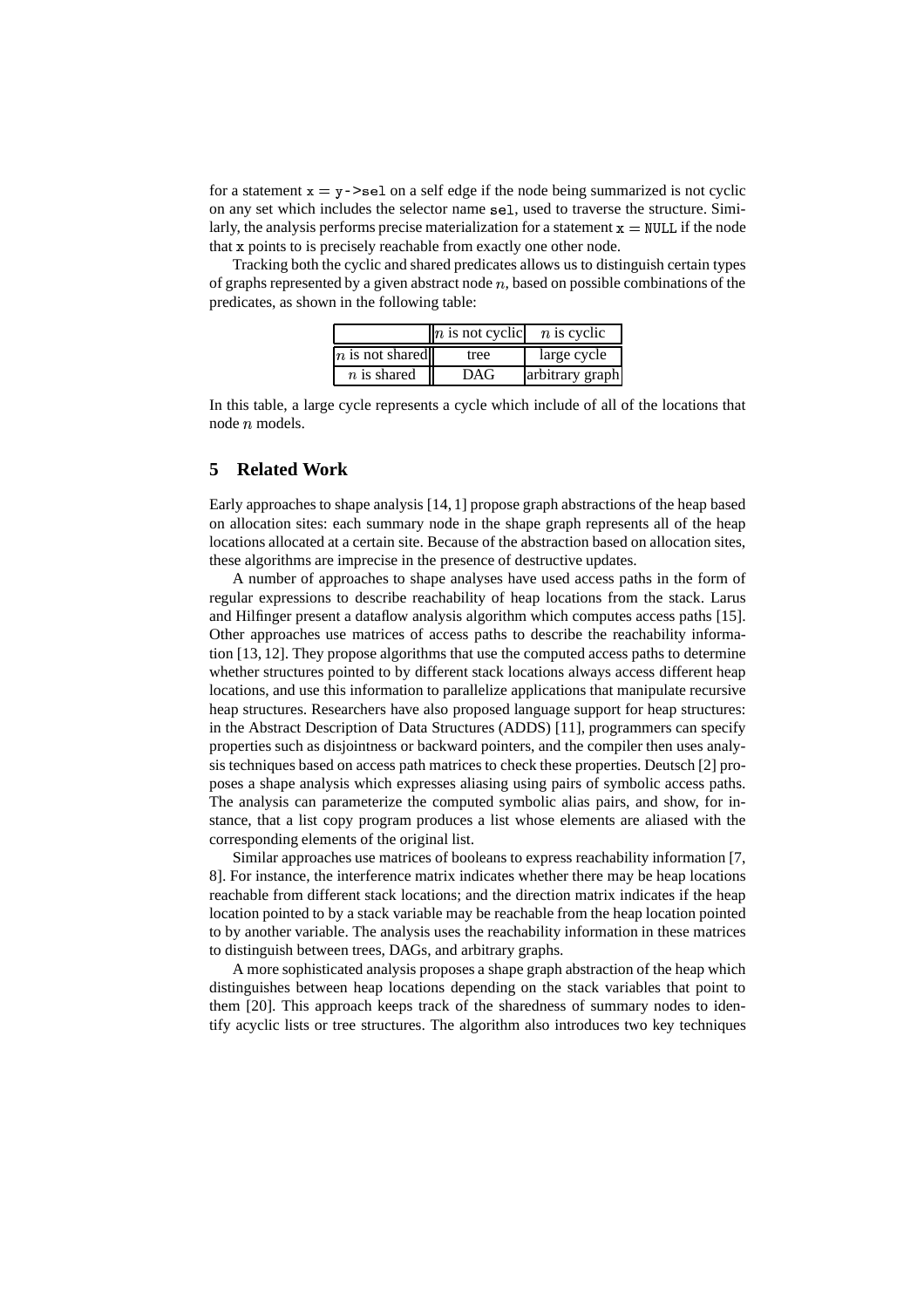for a statement `x = y->sel` on a self edge if the node being summarized is not cyclic on any set which includes the selector name `sel`, used to traverse the structure. Similarly, the analysis performs precise materialization for a statement `x = NULL` if the node that `x` points to is precisely reachable from exactly one other node.

Tracking both the cyclic and shared predicates allows us to distinguish certain types of graphs represented by a given abstract node $n$, based on possible combinations of the predicates, as shown in the following table:

| | $n$ is not cyclic | $n$ is cyclic |
|---|---|---|
| $n$ is not shared | tree | large cycle |
| $n$ is shared | DAG | arbitrary graph |

In this table, a large cycle represents a cycle which include of all of the locations that node $n$ models.

## 5 Related Work

Early approaches to shape analysis [14, 1] propose graph abstractions of the heap based on allocation sites: each summary node in the shape graph represents all of the heap locations allocated at a certain site. Because of the abstraction based on allocation sites, these algorithms are imprecise in the presence of destructive updates.

A number of approaches to shape analyses have used access paths in the form of regular expressions to describe reachability of heap locations from the stack. Larus and Hilfinger present a dataflow analysis algorithm which computes access paths [15]. Other approaches use matrices of access paths to describe the reachability information [13, 12]. They propose algorithms that use the computed access paths to determine whether structures pointed to by different stack locations always access different heap locations, and use this information to parallelize applications that manipulate recursive heap structures. Researchers have also proposed language support for heap structures: in the Abstract Description of Data Structures (ADDS) [11], programmers can specify properties such as disjointness or backward pointers, and the compiler then uses analysis techniques based on access path matrices to check these properties. Deutsch [2] proposes a shape analysis which expresses aliasing using pairs of symbolic access paths. The analysis can parameterize the computed symbolic alias pairs, and show, for instance, that a list copy program produces a list whose elements are aliased with the corresponding elements of the original list.

Similar approaches use matrices of booleans to express reachability information [7, 8]. For instance, the interference matrix indicates whether there may be heap locations reachable from different stack locations; and the direction matrix indicates if the heap location pointed to by a stack variable may be reachable from the heap location pointed to by another variable. The analysis uses the reachability information in these matrices to distinguish between trees, DAGs, and arbitrary graphs.

A more sophisticated analysis proposes a shape graph abstraction of the heap which distinguishes between heap locations depending on the stack variables that point to them [20]. This approach keeps track of the sharedness of summary nodes to identify acyclic lists or tree structures. The algorithm also introduces two key techniques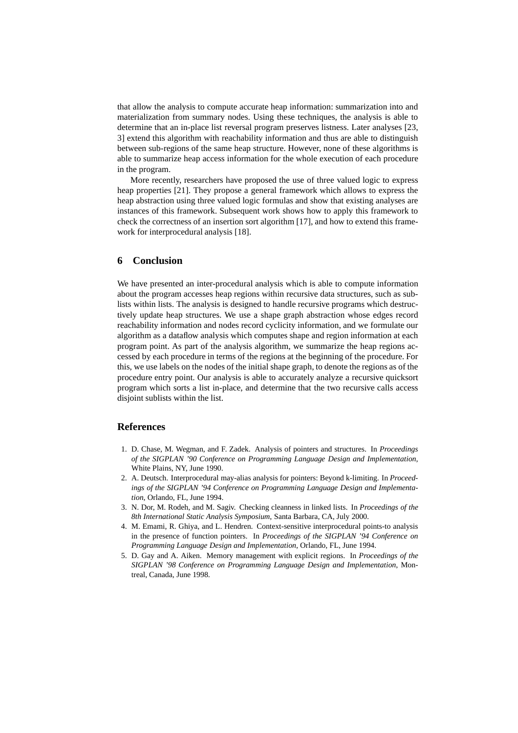that allow the analysis to compute accurate heap information: summarization into and materialization from summary nodes. Using these techniques, the analysis is able to determine that an in-place list reversal program preserves listness. Later analyses [23, 3] extend this algorithm with reachability information and thus are able to distinguish between sub-regions of the same heap structure. However, none of these algorithms is able to summarize heap access information for the whole execution of each procedure in the program.

More recently, researchers have proposed the use of three valued logic to express heap properties [21]. They propose a general framework which allows to express the heap abstraction using three valued logic formulas and show that existing analyses are instances of this framework. Subsequent work shows how to apply this framework to check the correctness of an insertion sort algorithm [17], and how to extend this framework for interprocedural analysis [18].

## 6 Conclusion

We have presented an inter-procedural analysis which is able to compute information about the program accesses heap regions within recursive data structures, such as sublists within lists. The analysis is designed to handle recursive programs which destructively update heap structures. We use a shape graph abstraction whose edges record reachability information and nodes record cyclicity information, and we formulate our algorithm as a dataflow analysis which computes shape and region information at each program point. As part of the analysis algorithm, we summarize the heap regions accessed by each procedure in terms of the regions at the beginning of the procedure. For this, we use labels on the nodes of the initial shape graph, to denote the regions as of the procedure entry point. Our analysis is able to accurately analyze a recursive quicksort program which sorts a list in-place, and determine that the two recursive calls access disjoint sublists within the list.

## References

1. D. Chase, M. Wegman, and F. Zadek. Analysis of pointers and structures. In *Proceedings of the SIGPLAN '90 Conference on Programming Language Design and Implementation*, White Plains, NY, June 1990.
2. A. Deutsch. Interprocedural may-alias analysis for pointers: Beyond k-limiting. In *Proceedings of the SIGPLAN '94 Conference on Programming Language Design and Implementation*, Orlando, FL, June 1994.
3. N. Dor, M. Rodeh, and M. Sagiv. Checking cleanness in linked lists. In *Proceedings of the 8th International Static Analysis Symposium*, Santa Barbara, CA, July 2000.
4. M. Emami, R. Ghiya, and L. Hendren. Context-sensitive interprocedural points-to analysis in the presence of function pointers. In *Proceedings of the SIGPLAN '94 Conference on Programming Language Design and Implementation*, Orlando, FL, June 1994.
5. D. Gay and A. Aiken. Memory management with explicit regions. In *Proceedings of the SIGPLAN '98 Conference on Programming Language Design and Implementation*, Montreal, Canada, June 1998.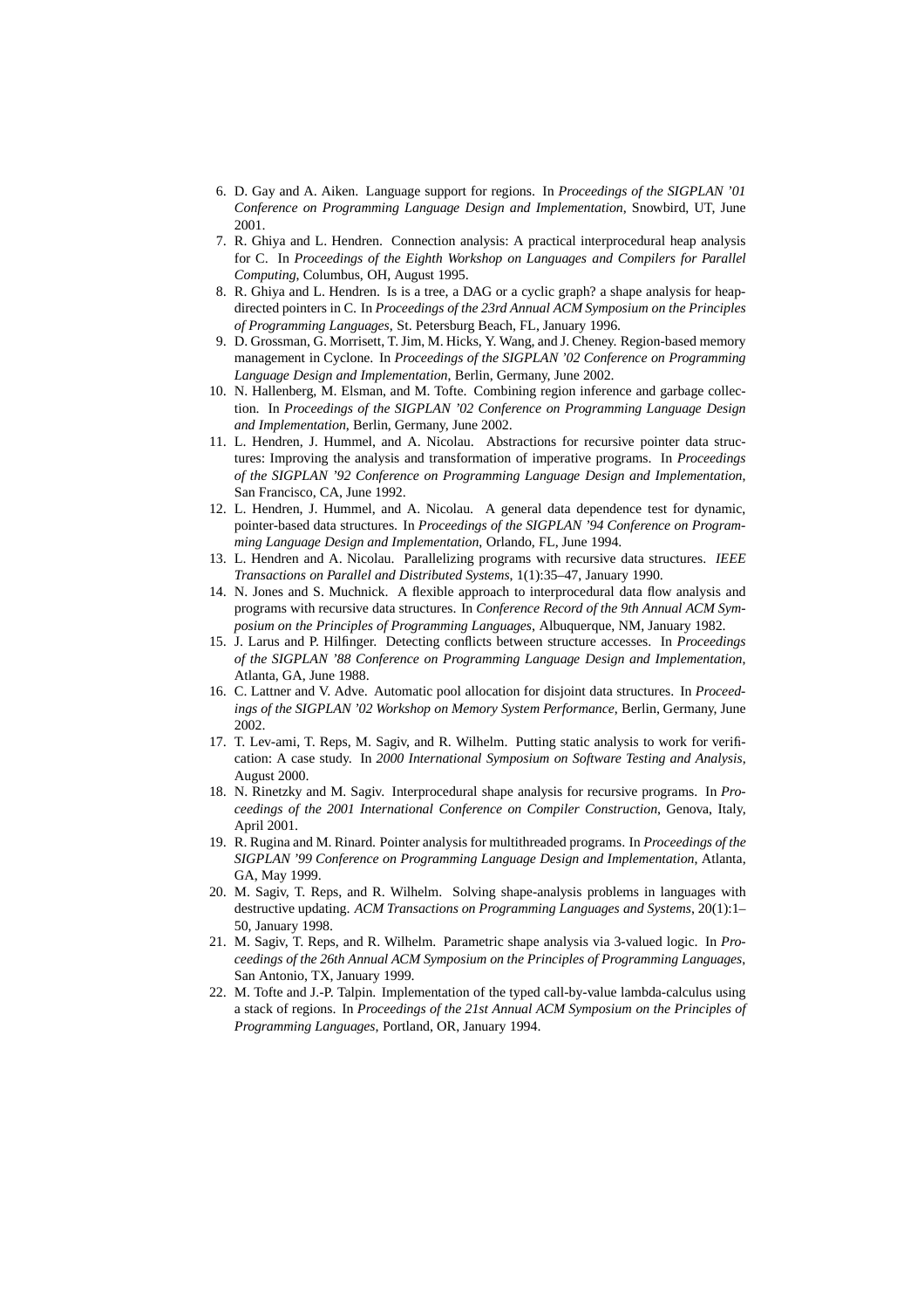6. D. Gay and A. Aiken. Language support for regions. In *Proceedings of the SIGPLAN '01 Conference on Programming Language Design and Implementation*, Snowbird, UT, June 2001.
7. R. Ghiya and L. Hendren. Connection analysis: A practical interprocedural heap analysis for C. In *Proceedings of the Eighth Workshop on Languages and Compilers for Parallel Computing*, Columbus, OH, August 1995.
8. R. Ghiya and L. Hendren. Is is a tree, a DAG or a cyclic graph? a shape analysis for heap-directed pointers in C. In *Proceedings of the 23rd Annual ACM Symposium on the Principles of Programming Languages*, St. Petersburg Beach, FL, January 1996.
9. D. Grossman, G. Morrisett, T. Jim, M. Hicks, Y. Wang, and J. Cheney. Region-based memory management in Cyclone. In *Proceedings of the SIGPLAN '02 Conference on Programming Language Design and Implementation*, Berlin, Germany, June 2002.
10. N. Hallenberg, M. Elsman, and M. Tofte. Combining region inference and garbage collection. In *Proceedings of the SIGPLAN '02 Conference on Programming Language Design and Implementation*, Berlin, Germany, June 2002.
11. L. Hendren, J. Hummel, and A. Nicolau. Abstractions for recursive pointer data structures: Improving the analysis and transformation of imperative programs. In *Proceedings of the SIGPLAN '92 Conference on Programming Language Design and Implementation*, San Francisco, CA, June 1992.
12. L. Hendren, J. Hummel, and A. Nicolau. A general data dependence test for dynamic, pointer-based data structures. In *Proceedings of the SIGPLAN '94 Conference on Programming Language Design and Implementation*, Orlando, FL, June 1994.
13. L. Hendren and A. Nicolau. Parallelizing programs with recursive data structures. *IEEE Transactions on Parallel and Distributed Systems*, 1(1):35–47, January 1990.
14. N. Jones and S. Muchnick. A flexible approach to interprocedural data flow analysis and programs with recursive data structures. In *Conference Record of the 9th Annual ACM Symposium on the Principles of Programming Languages*, Albuquerque, NM, January 1982.
15. J. Larus and P. Hilfinger. Detecting conflicts between structure accesses. In *Proceedings of the SIGPLAN '88 Conference on Programming Language Design and Implementation*, Atlanta, GA, June 1988.
16. C. Lattner and V. Adve. Automatic pool allocation for disjoint data structures. In *Proceedings of the SIGPLAN '02 Workshop on Memory System Performance*, Berlin, Germany, June 2002.
17. T. Lev-ami, T. Reps, M. Sagiv, and R. Wilhelm. Putting static analysis to work for verification: A case study. In *2000 International Symposium on Software Testing and Analysis*, August 2000.
18. N. Rinetzky and M. Sagiv. Interprocedural shape analysis for recursive programs. In *Proceedings of the 2001 International Conference on Compiler Construction*, Genova, Italy, April 2001.
19. R. Rugina and M. Rinard. Pointer analysis for multithreaded programs. In *Proceedings of the SIGPLAN '99 Conference on Programming Language Design and Implementation*, Atlanta, GA, May 1999.
20. M. Sagiv, T. Reps, and R. Wilhelm. Solving shape-analysis problems in languages with destructive updating. *ACM Transactions on Programming Languages and Systems*, 20(1):1–50, January 1998.
21. M. Sagiv, T. Reps, and R. Wilhelm. Parametric shape analysis via 3-valued logic. In *Proceedings of the 26th Annual ACM Symposium on the Principles of Programming Languages*, San Antonio, TX, January 1999.
22. M. Tofte and J.-P. Talpin. Implementation of the typed call-by-value lambda-calculus using a stack of regions. In *Proceedings of the 21st Annual ACM Symposium on the Principles of Programming Languages*, Portland, OR, January 1994.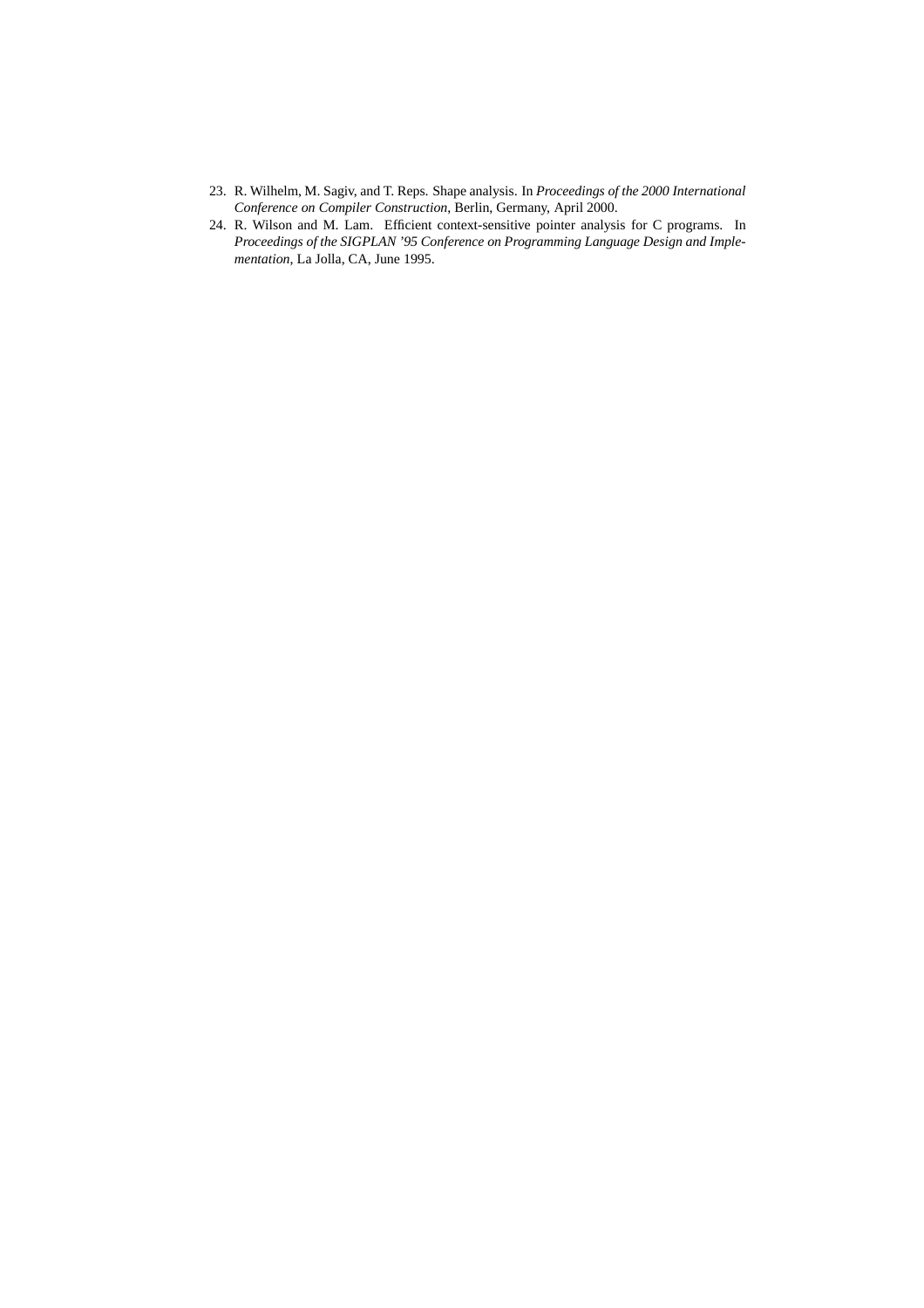23. R. Wilhelm, M. Sagiv, and T. Reps. Shape analysis. In *Proceedings of the 2000 International Conference on Compiler Construction*, Berlin, Germany, April 2000.
24. R. Wilson and M. Lam. Efficient context-sensitive pointer analysis for C programs. In *Proceedings of the SIGPLAN '95 Conference on Programming Language Design and Implementation*, La Jolla, CA, June 1995.